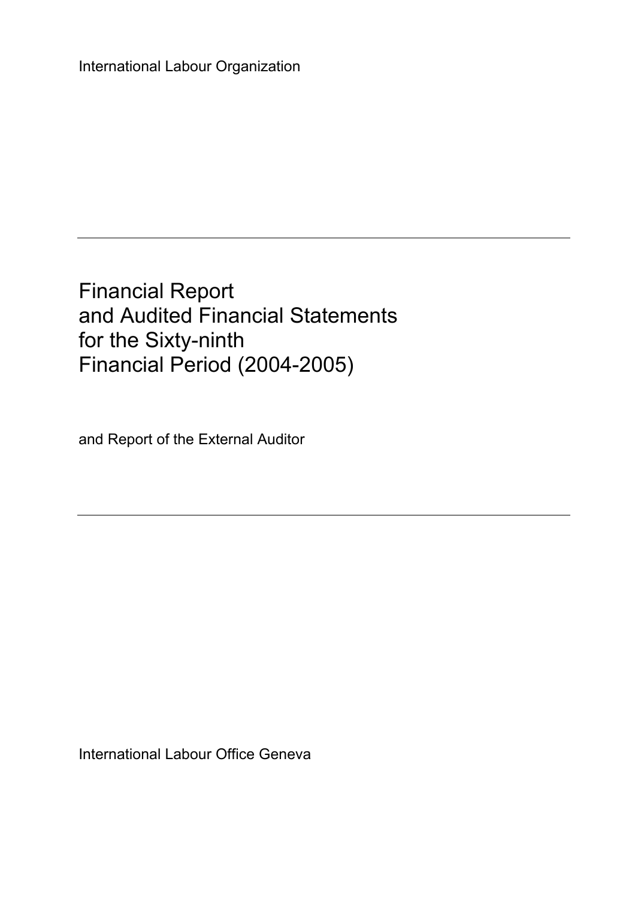International Labour Organization

---

# Financial Report and Audited Financial Statements for the Sixty-ninth Financial Period (2004-2005)

and Report of the External Auditor

---

International Labour Office Geneva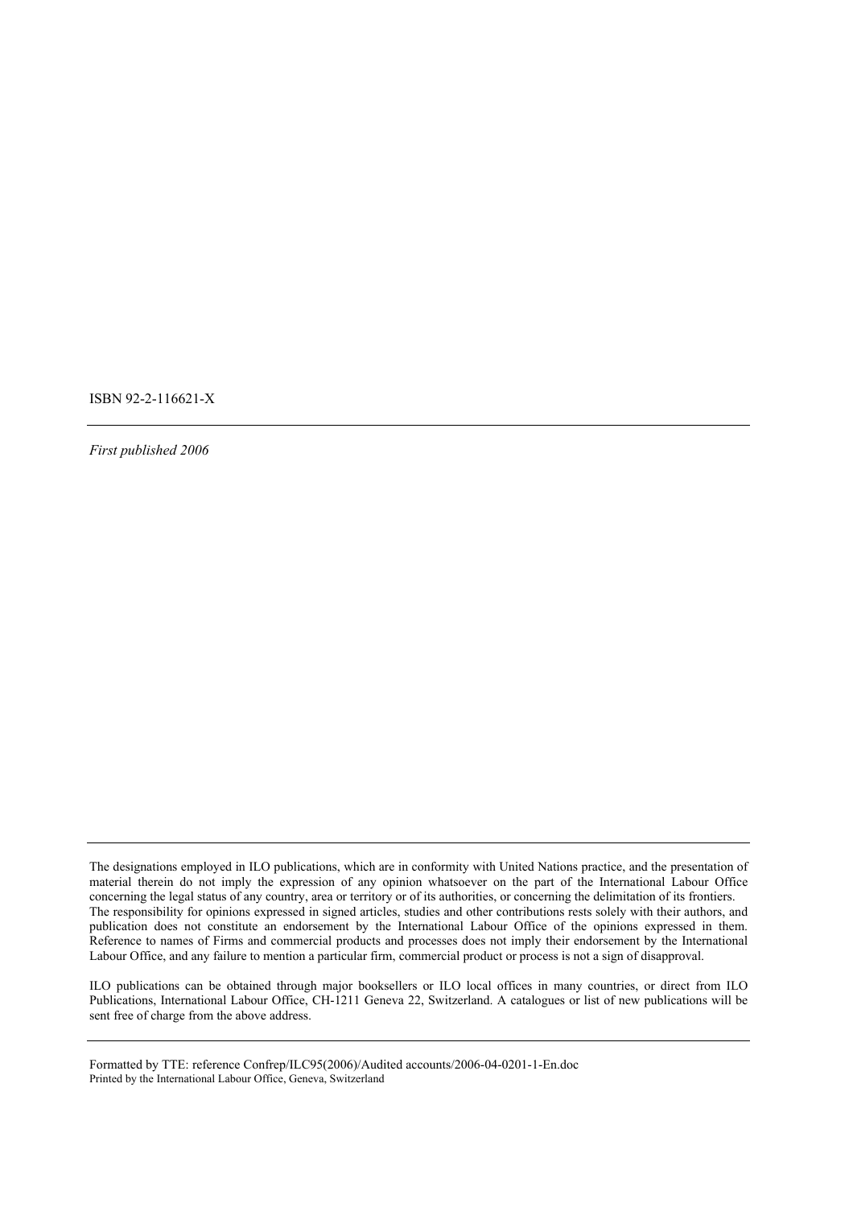ISBN 92-2-116621-X

---

*First published 2006*

---

The designations employed in ILO publications, which are in conformity with United Nations practice, and the presentation of material therein do not imply the expression of any opinion whatsoever on the part of the International Labour Office concerning the legal status of any country, area or territory or of its authorities, or concerning the delimitation of its frontiers.
The responsibility for opinions expressed in signed articles, studies and other contributions rests solely with their authors, and publication does not constitute an endorsement by the International Labour Office of the opinions expressed in them.
Reference to names of Firms and commercial products and processes does not imply their endorsement by the International Labour Office, and any failure to mention a particular firm, commercial product or process is not a sign of disapproval.

ILO publications can be obtained through major booksellers or ILO local offices in many countries, or direct from ILO Publications, International Labour Office, CH-1211 Geneva 22, Switzerland. A catalogues or list of new publications will be sent free of charge from the above address.

---

Formatted by TTE: reference Confrep/ILC95(2006)/Audited accounts/2006-04-0201-1-En.doc
Printed by the International Labour Office, Geneva, Switzerland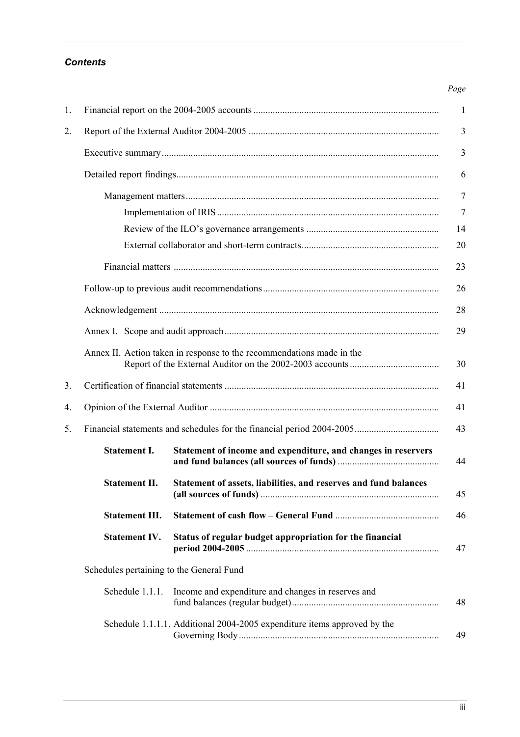***Contents***

| | | *Page* |
|---|---|---|
| 1. | Financial report on the 2004-2005 accounts | 1 |
| 2. | Report of the External Auditor 2004-2005 | 3 |
| | Executive summary | 3 |
| | Detailed report findings | 6 |
| | Management matters | 7 |
| | Implementation of IRIS | 7 |
| | Review of the ILO's governance arrangements | 14 |
| | External collaborator and short-term contracts | 20 |
| | Financial matters | 23 |
| | Follow-up to previous audit recommendations | 26 |
| | Acknowledgement | 28 |
| | Annex I. Scope and audit approach | 29 |
| | Annex II. Action taken in response to the recommendations made in the Report of the External Auditor on the 2002-2003 accounts | 30 |
| 3. | Certification of financial statements | 41 |
| 4. | Opinion of the External Auditor | 41 |
| 5. | Financial statements and schedules for the financial period 2004-2005 | 43 |
| | **Statement I.** **Statement of income and expenditure, and changes in reservers and fund balances (all sources of funds)** | 44 |
| | **Statement II.** **Statement of assets, liabilities, and reserves and fund balances (all sources of funds)** | 45 |
| | **Statement III.** **Statement of cash flow – General Fund** | 46 |
| | **Statement IV.** **Status of regular budget appropriation for the financial period 2004-2005** | 47 |
| | Schedules pertaining to the General Fund | |
| | Schedule 1.1.1. Income and expenditure and changes in reserves and fund balances (regular budget) | 48 |
| | Schedule 1.1.1.1. Additional 2004-2005 expenditure items approved by the Governing Body | 49 |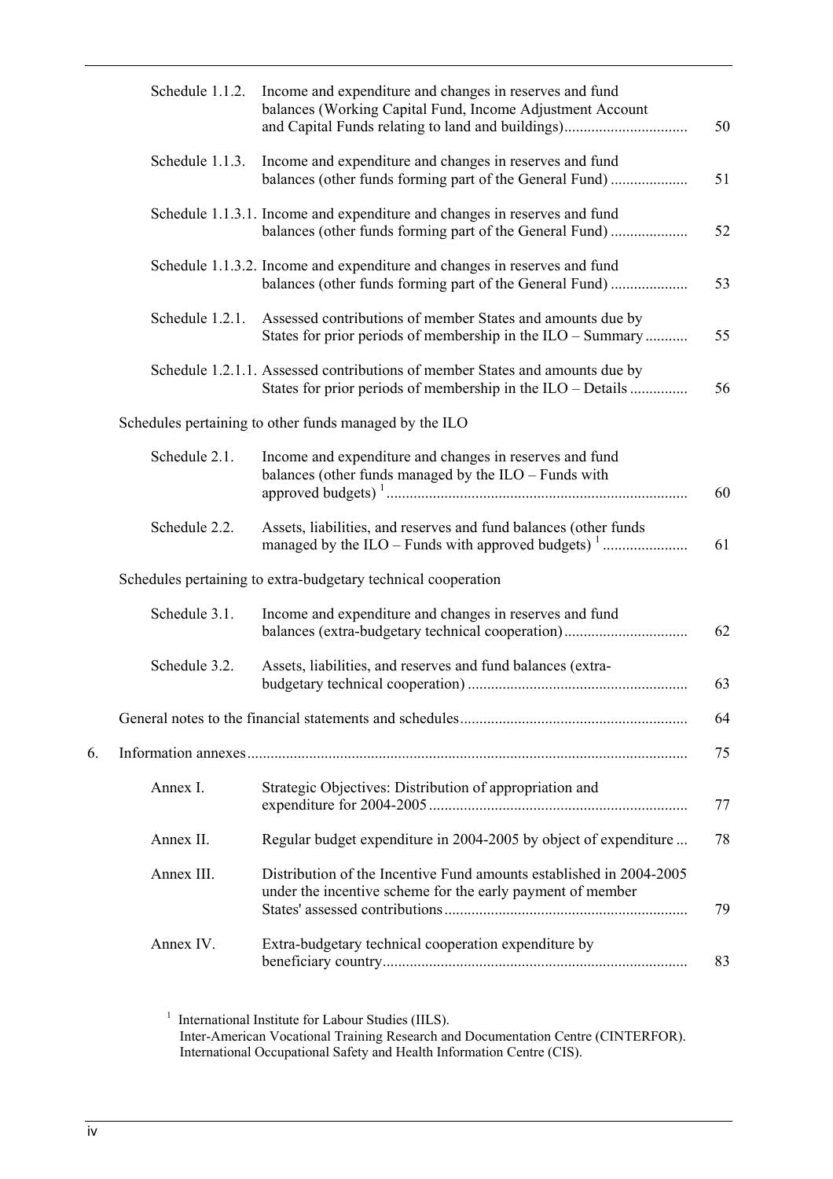| | | |
|---|---|---|
| Schedule 1.1.2. | Income and expenditure and changes in reserves and fund balances (Working Capital Fund, Income Adjustment Account and Capital Funds relating to land and buildings) | 50 |
| Schedule 1.1.3. | Income and expenditure and changes in reserves and fund balances (other funds forming part of the General Fund) | 51 |
| Schedule 1.1.3.1. | Income and expenditure and changes in reserves and fund balances (other funds forming part of the General Fund) | 52 |
| Schedule 1.1.3.2. | Income and expenditure and changes in reserves and fund balances (other funds forming part of the General Fund) | 53 |
| Schedule 1.2.1. | Assessed contributions of member States and amounts due by States for prior periods of membership in the ILO – Summary | 55 |
| Schedule 1.2.1.1. | Assessed contributions of member States and amounts due by States for prior periods of membership in the ILO – Details | 56 |

Schedules pertaining to other funds managed by the ILO

| | | |
|---|---|---|
| Schedule 2.1. | Income and expenditure and changes in reserves and fund balances (other funds managed by the ILO – Funds with approved budgets) [1] | 60 |
| Schedule 2.2. | Assets, liabilities, and reserves and fund balances (other funds managed by the ILO – Funds with approved budgets) [1] | 61 |

Schedules pertaining to extra-budgetary technical cooperation

| | | |
|---|---|---|
| Schedule 3.1. | Income and expenditure and changes in reserves and fund balances (extra-budgetary technical cooperation) | 62 |
| Schedule 3.2. | Assets, liabilities, and reserves and fund balances (extra-budgetary technical cooperation) | 63 |

General notes to the financial statements and schedules ........ 64

6. Information annexes ........ 75

| | | |
|---|---|---|
| Annex I. | Strategic Objectives: Distribution of appropriation and expenditure for 2004-2005 | 77 |
| Annex II. | Regular budget expenditure in 2004-2005 by object of expenditure | 78 |
| Annex III. | Distribution of the Incentive Fund amounts established in 2004-2005 under the incentive scheme for the early payment of member States' assessed contributions | 79 |
| Annex IV. | Extra-budgetary technical cooperation expenditure by beneficiary country | 83 |

[1] International Institute for Labour Studies (IILS).
Inter-American Vocational Training Research and Documentation Centre (CINTERFOR).
International Occupational Safety and Health Information Centre (CIS).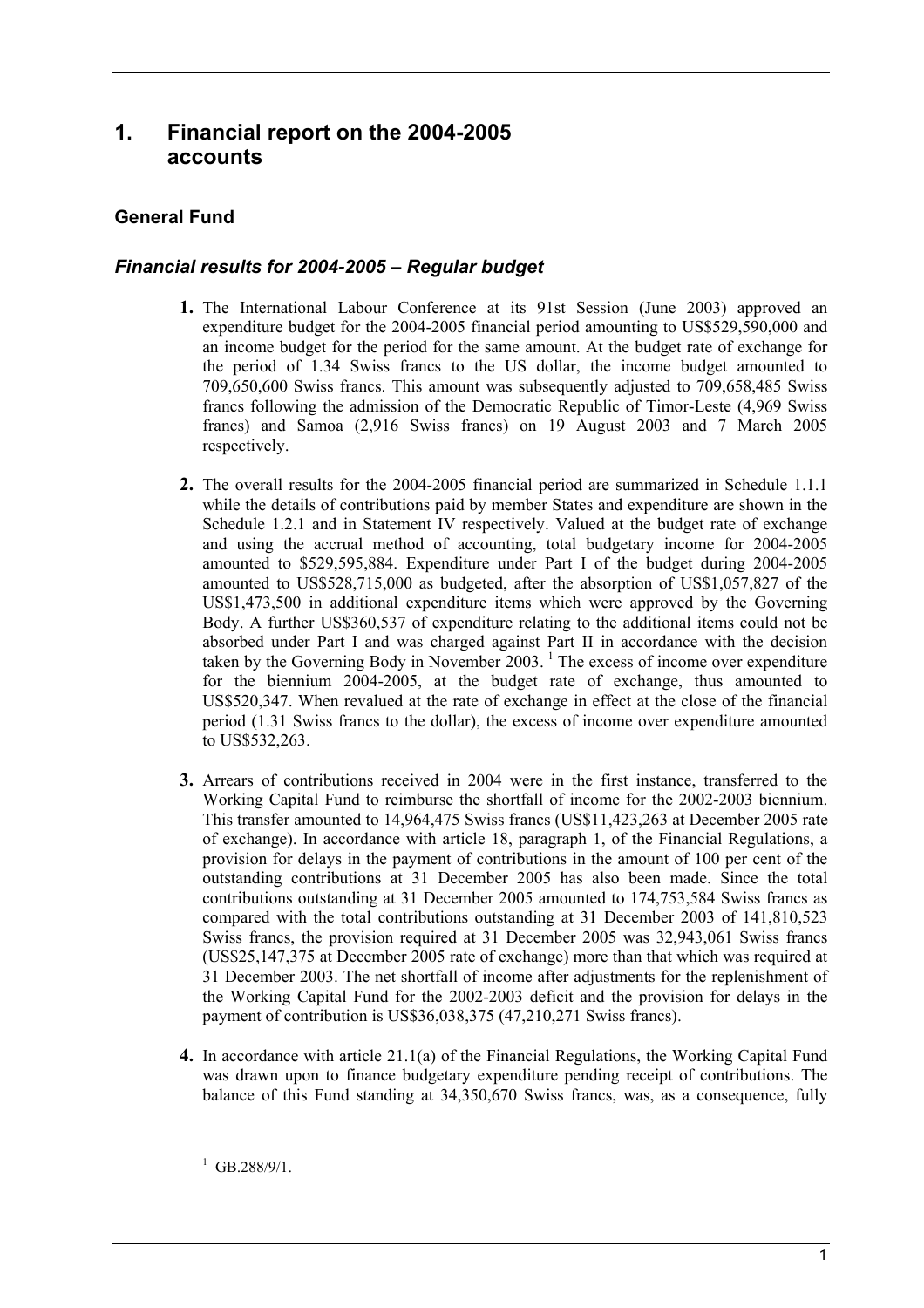# 1. Financial report on the 2004-2005 accounts

## General Fund

### *Financial results for 2004-2005 – Regular budget*

**1.** The International Labour Conference at its 91st Session (June 2003) approved an expenditure budget for the 2004-2005 financial period amounting to US$529,590,000 and an income budget for the period for the same amount. At the budget rate of exchange for the period of 1.34 Swiss francs to the US dollar, the income budget amounted to 709,650,600 Swiss francs. This amount was subsequently adjusted to 709,658,485 Swiss francs following the admission of the Democratic Republic of Timor-Leste (4,969 Swiss francs) and Samoa (2,916 Swiss francs) on 19 August 2003 and 7 March 2005 respectively.

**2.** The overall results for the 2004-2005 financial period are summarized in Schedule 1.1.1 while the details of contributions paid by member States and expenditure are shown in the Schedule 1.2.1 and in Statement IV respectively. Valued at the budget rate of exchange and using the accrual method of accounting, total budgetary income for 2004-2005 amounted to $529,595,884. Expenditure under Part I of the budget during 2004-2005 amounted to US$528,715,000 as budgeted, after the absorption of US$1,057,827 of the US$1,473,500 in additional expenditure items which were approved by the Governing Body. A further US$360,537 of expenditure relating to the additional items could not be absorbed under Part I and was charged against Part II in accordance with the decision taken by the Governing Body in November 2003. [1] The excess of income over expenditure for the biennium 2004-2005, at the budget rate of exchange, thus amounted to US$520,347. When revalued at the rate of exchange in effect at the close of the financial period (1.31 Swiss francs to the dollar), the excess of income over expenditure amounted to US$532,263.

**3.** Arrears of contributions received in 2004 were in the first instance, transferred to the Working Capital Fund to reimburse the shortfall of income for the 2002-2003 biennium. This transfer amounted to 14,964,475 Swiss francs (US$11,423,263 at December 2005 rate of exchange). In accordance with article 18, paragraph 1, of the Financial Regulations, a provision for delays in the payment of contributions in the amount of 100 per cent of the outstanding contributions at 31 December 2005 has also been made. Since the total contributions outstanding at 31 December 2005 amounted to 174,753,584 Swiss francs as compared with the total contributions outstanding at 31 December 2003 of 141,810,523 Swiss francs, the provision required at 31 December 2005 was 32,943,061 Swiss francs (US$25,147,375 at December 2005 rate of exchange) more than that which was required at 31 December 2003. The net shortfall of income after adjustments for the replenishment of the Working Capital Fund for the 2002-2003 deficit and the provision for delays in the payment of contribution is US$36,038,375 (47,210,271 Swiss francs).

**4.** In accordance with article 21.1(a) of the Financial Regulations, the Working Capital Fund was drawn upon to finance budgetary expenditure pending receipt of contributions. The balance of this Fund standing at 34,350,670 Swiss francs, was, as a consequence, fully

[1] GB.288/9/1.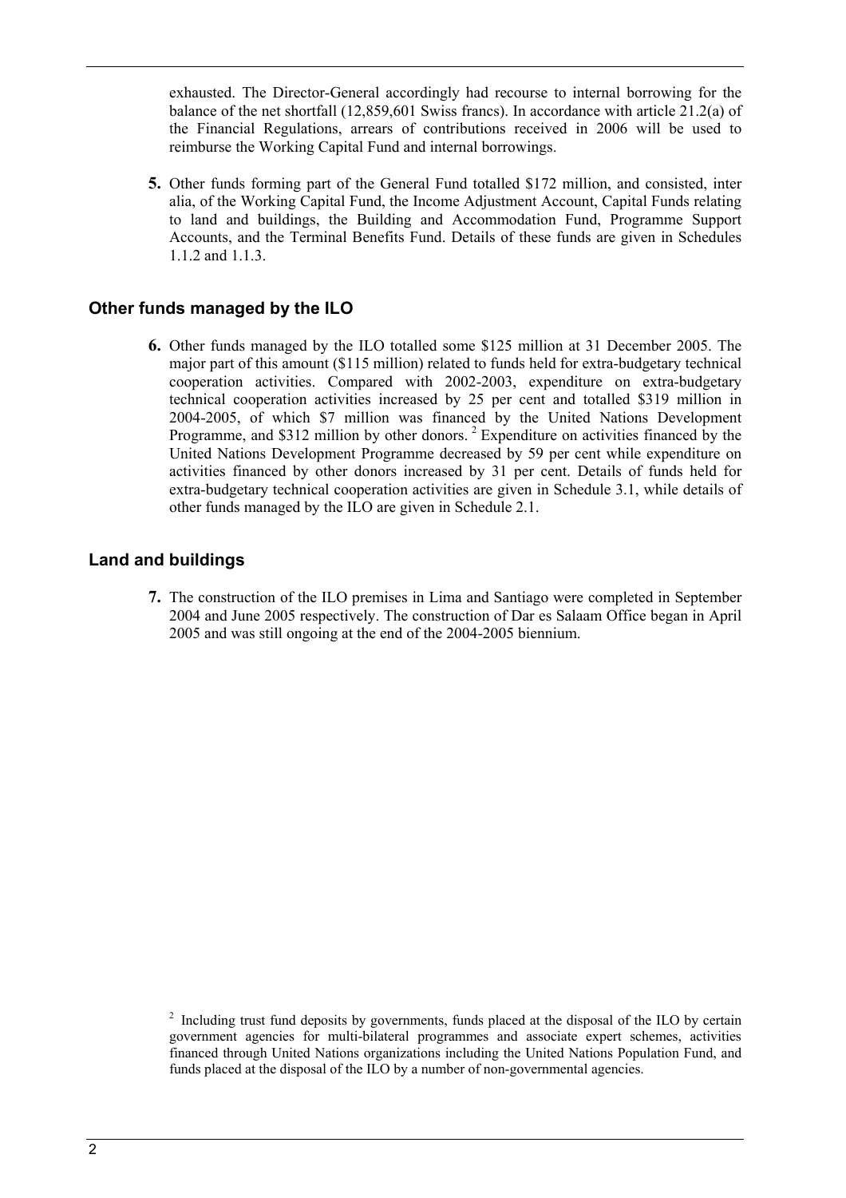exhausted. The Director-General accordingly had recourse to internal borrowing for the balance of the net shortfall (12,859,601 Swiss francs). In accordance with article 21.2(a) of the Financial Regulations, arrears of contributions received in 2006 will be used to reimburse the Working Capital Fund and internal borrowings.

**5.** Other funds forming part of the General Fund totalled $172 million, and consisted, inter alia, of the Working Capital Fund, the Income Adjustment Account, Capital Funds relating to land and buildings, the Building and Accommodation Fund, Programme Support Accounts, and the Terminal Benefits Fund. Details of these funds are given in Schedules 1.1.2 and 1.1.3.

## Other funds managed by the ILO

**6.** Other funds managed by the ILO totalled some $125 million at 31 December 2005. The major part of this amount ($115 million) related to funds held for extra-budgetary technical cooperation activities. Compared with 2002-2003, expenditure on extra-budgetary technical cooperation activities increased by 25 per cent and totalled $319 million in 2004-2005, of which $7 million was financed by the United Nations Development Programme, and $312 million by other donors. [2] Expenditure on activities financed by the United Nations Development Programme decreased by 59 per cent while expenditure on activities financed by other donors increased by 31 per cent. Details of funds held for extra-budgetary technical cooperation activities are given in Schedule 3.1, while details of other funds managed by the ILO are given in Schedule 2.1.

## Land and buildings

**7.** The construction of the ILO premises in Lima and Santiago were completed in September 2004 and June 2005 respectively. The construction of Dar es Salaam Office began in April 2005 and was still ongoing at the end of the 2004-2005 biennium.

[2] Including trust fund deposits by governments, funds placed at the disposal of the ILO by certain government agencies for multi-bilateral programmes and associate expert schemes, activities financed through United Nations organizations including the United Nations Population Fund, and funds placed at the disposal of the ILO by a number of non-governmental agencies.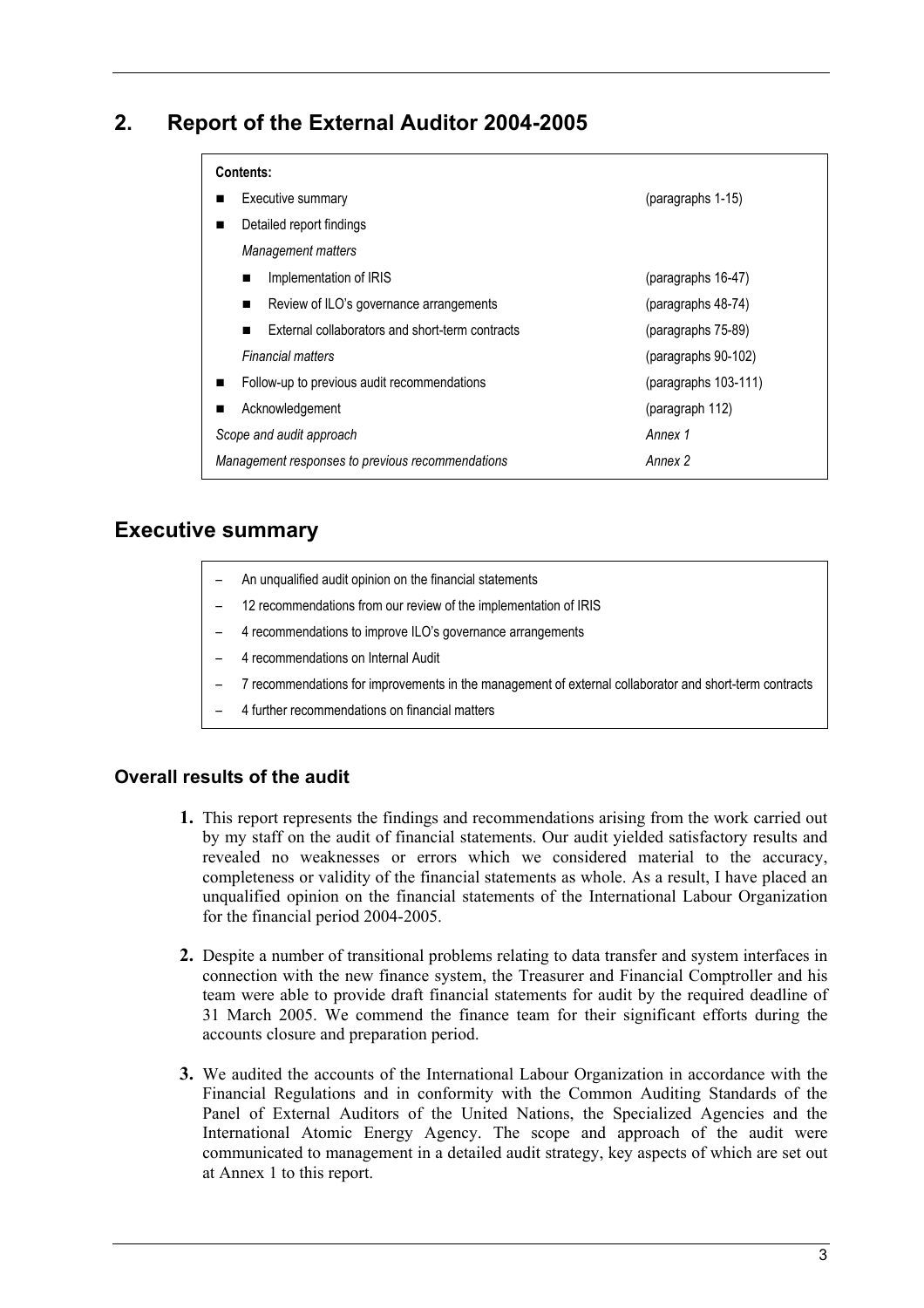## 2. Report of the External Auditor 2004-2005

**Contents:**

| | |
|---|---|
| ■ Executive summary | (paragraphs 1-15) |
| ■ Detailed report findings | |
| *Management matters* | |
| ■ Implementation of IRIS | (paragraphs 16-47) |
| ■ Review of ILO's governance arrangements | (paragraphs 48-74) |
| ■ External collaborators and short-term contracts | (paragraphs 75-89) |
| *Financial matters* | (paragraphs 90-102) |
| ■ Follow-up to previous audit recommendations | (paragraphs 103-111) |
| ■ Acknowledgement | (paragraph 112) |
| *Scope and audit approach* | *Annex 1* |
| *Management responses to previous recommendations* | *Annex 2* |

## Executive summary

- An unqualified audit opinion on the financial statements
- 12 recommendations from our review of the implementation of IRIS
- 4 recommendations to improve ILO's governance arrangements
- 4 recommendations on Internal Audit
- 7 recommendations for improvements in the management of external collaborator and short-term contracts
- 4 further recommendations on financial matters

### Overall results of the audit

**1.** This report represents the findings and recommendations arising from the work carried out by my staff on the audit of financial statements. Our audit yielded satisfactory results and revealed no weaknesses or errors which we considered material to the accuracy, completeness or validity of the financial statements as whole. As a result, I have placed an unqualified opinion on the financial statements of the International Labour Organization for the financial period 2004-2005.

**2.** Despite a number of transitional problems relating to data transfer and system interfaces in connection with the new finance system, the Treasurer and Financial Comptroller and his team were able to provide draft financial statements for audit by the required deadline of 31 March 2005. We commend the finance team for their significant efforts during the accounts closure and preparation period.

**3.** We audited the accounts of the International Labour Organization in accordance with the Financial Regulations and in conformity with the Common Auditing Standards of the Panel of External Auditors of the United Nations, the Specialized Agencies and the International Atomic Energy Agency. The scope and approach of the audit were communicated to management in a detailed audit strategy, key aspects of which are set out at Annex 1 to this report.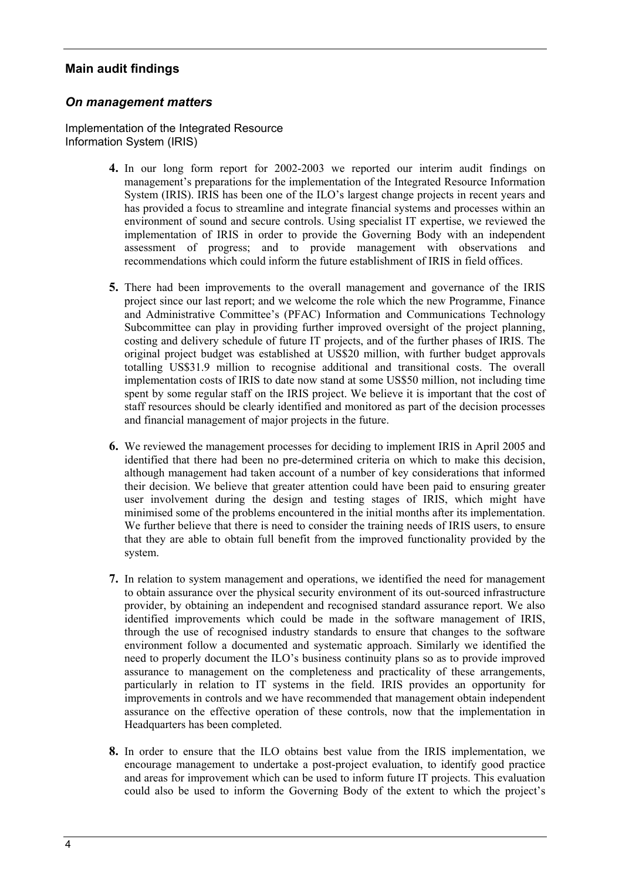## Main audit findings

### *On management matters*

Implementation of the Integrated Resource Information System (IRIS)

**4.** In our long form report for 2002-2003 we reported our interim audit findings on management's preparations for the implementation of the Integrated Resource Information System (IRIS). IRIS has been one of the ILO's largest change projects in recent years and has provided a focus to streamline and integrate financial systems and processes within an environment of sound and secure controls. Using specialist IT expertise, we reviewed the implementation of IRIS in order to provide the Governing Body with an independent assessment of progress; and to provide management with observations and recommendations which could inform the future establishment of IRIS in field offices.

**5.** There had been improvements to the overall management and governance of the IRIS project since our last report; and we welcome the role which the new Programme, Finance and Administrative Committee's (PFAC) Information and Communications Technology Subcommittee can play in providing further improved oversight of the project planning, costing and delivery schedule of future IT projects, and of the further phases of IRIS. The original project budget was established at US$20 million, with further budget approvals totalling US$31.9 million to recognise additional and transitional costs. The overall implementation costs of IRIS to date now stand at some US$50 million, not including time spent by some regular staff on the IRIS project. We believe it is important that the cost of staff resources should be clearly identified and monitored as part of the decision processes and financial management of major projects in the future.

**6.** We reviewed the management processes for deciding to implement IRIS in April 2005 and identified that there had been no pre-determined criteria on which to make this decision, although management had taken account of a number of key considerations that informed their decision. We believe that greater attention could have been paid to ensuring greater user involvement during the design and testing stages of IRIS, which might have minimised some of the problems encountered in the initial months after its implementation. We further believe that there is need to consider the training needs of IRIS users, to ensure that they are able to obtain full benefit from the improved functionality provided by the system.

**7.** In relation to system management and operations, we identified the need for management to obtain assurance over the physical security environment of its out-sourced infrastructure provider, by obtaining an independent and recognised standard assurance report. We also identified improvements which could be made in the software management of IRIS, through the use of recognised industry standards to ensure that changes to the software environment follow a documented and systematic approach. Similarly we identified the need to properly document the ILO's business continuity plans so as to provide improved assurance to management on the completeness and practicality of these arrangements, particularly in relation to IT systems in the field. IRIS provides an opportunity for improvements in controls and we have recommended that management obtain independent assurance on the effective operation of these controls, now that the implementation in Headquarters has been completed.

**8.** In order to ensure that the ILO obtains best value from the IRIS implementation, we encourage management to undertake a post-project evaluation, to identify good practice and areas for improvement which can be used to inform future IT projects. This evaluation could also be used to inform the Governing Body of the extent to which the project's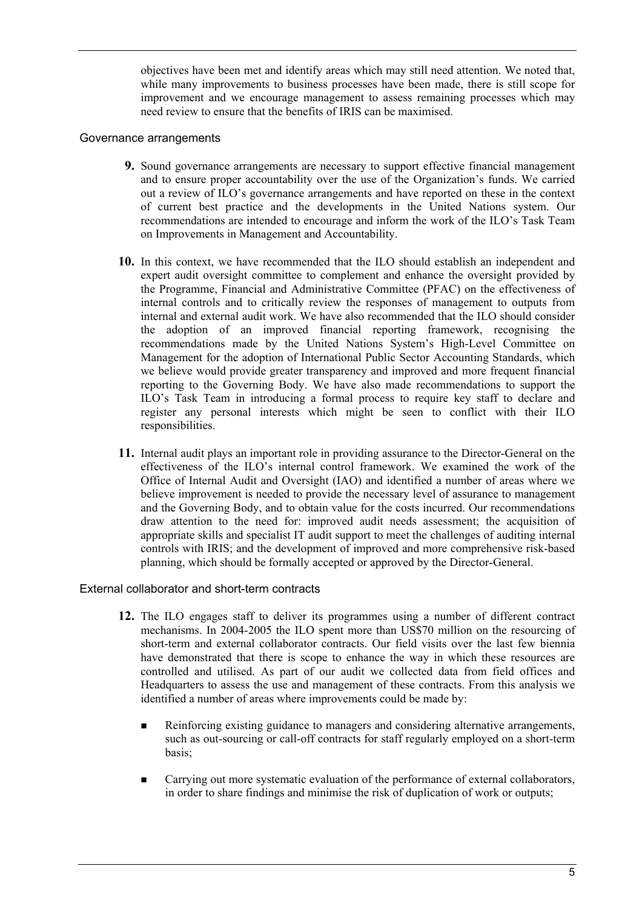objectives have been met and identify areas which may still need attention. We noted that, while many improvements to business processes have been made, there is still scope for improvement and we encourage management to assess remaining processes which may need review to ensure that the benefits of IRIS can be maximised.

### Governance arrangements

**9.** Sound governance arrangements are necessary to support effective financial management and to ensure proper accountability over the use of the Organization's funds. We carried out a review of ILO's governance arrangements and have reported on these in the context of current best practice and the developments in the United Nations system. Our recommendations are intended to encourage and inform the work of the ILO's Task Team on Improvements in Management and Accountability.

**10.** In this context, we have recommended that the ILO should establish an independent and expert audit oversight committee to complement and enhance the oversight provided by the Programme, Financial and Administrative Committee (PFAC) on the effectiveness of internal controls and to critically review the responses of management to outputs from internal and external audit work. We have also recommended that the ILO should consider the adoption of an improved financial reporting framework, recognising the recommendations made by the United Nations System's High-Level Committee on Management for the adoption of International Public Sector Accounting Standards, which we believe would provide greater transparency and improved and more frequent financial reporting to the Governing Body. We have also made recommendations to support the ILO's Task Team in introducing a formal process to require key staff to declare and register any personal interests which might be seen to conflict with their ILO responsibilities.

**11.** Internal audit plays an important role in providing assurance to the Director-General on the effectiveness of the ILO's internal control framework. We examined the work of the Office of Internal Audit and Oversight (IAO) and identified a number of areas where we believe improvement is needed to provide the necessary level of assurance to management and the Governing Body, and to obtain value for the costs incurred. Our recommendations draw attention to the need for: improved audit needs assessment; the acquisition of appropriate skills and specialist IT audit support to meet the challenges of auditing internal controls with IRIS; and the development of improved and more comprehensive risk-based planning, which should be formally accepted or approved by the Director-General.

### External collaborator and short-term contracts

**12.** The ILO engages staff to deliver its programmes using a number of different contract mechanisms. In 2004-2005 the ILO spent more than US$70 million on the resourcing of short-term and external collaborator contracts. Our field visits over the last few biennia have demonstrated that there is scope to enhance the way in which these resources are controlled and utilised. As part of our audit we collected data from field offices and Headquarters to assess the use and management of these contracts. From this analysis we identified a number of areas where improvements could be made by:

- Reinforcing existing guidance to managers and considering alternative arrangements, such as out-sourcing or call-off contracts for staff regularly employed on a short-term basis;
- Carrying out more systematic evaluation of the performance of external collaborators, in order to share findings and minimise the risk of duplication of work or outputs;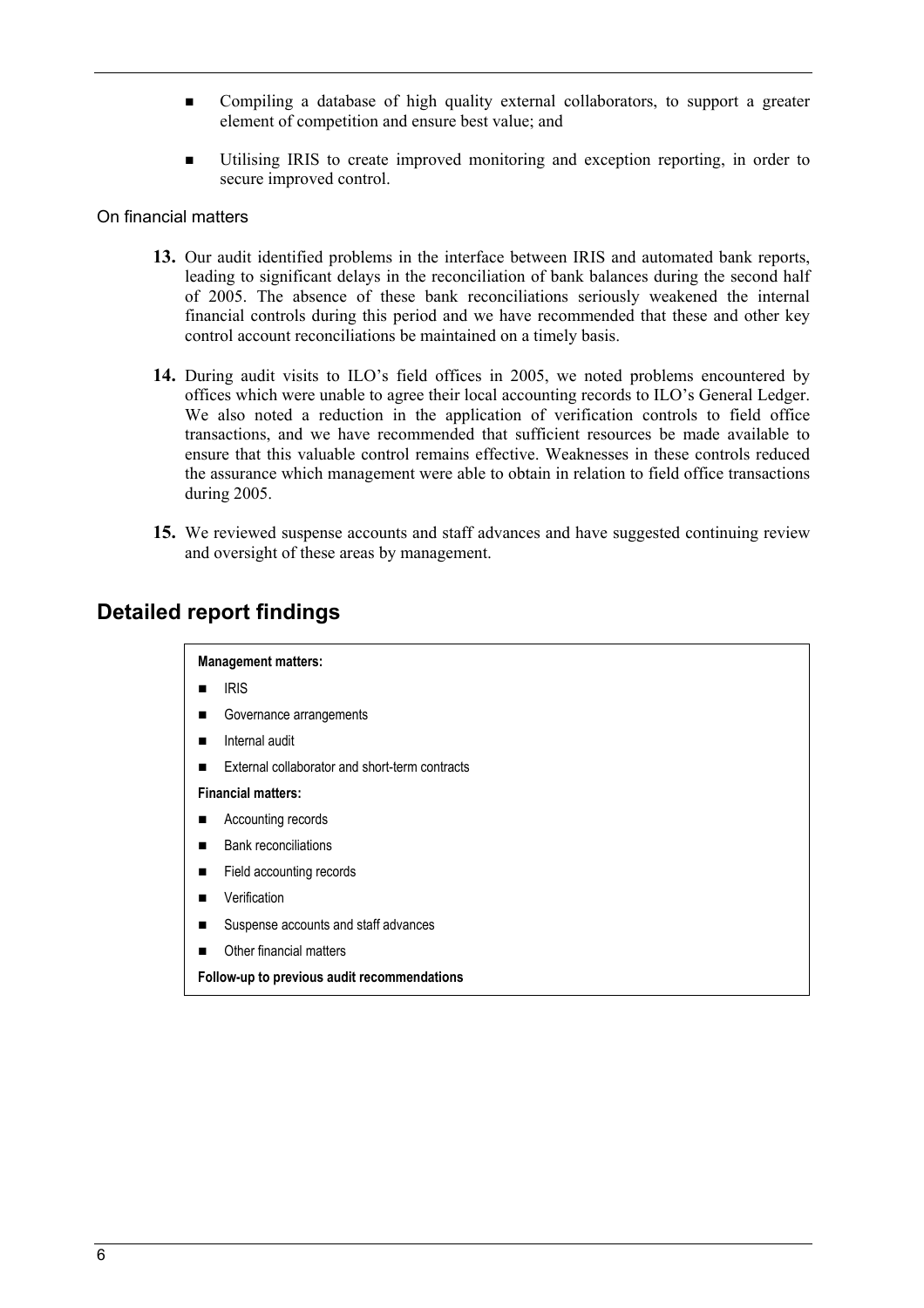- Compiling a database of high quality external collaborators, to support a greater element of competition and ensure best value; and
- Utilising IRIS to create improved monitoring and exception reporting, in order to secure improved control.

On financial matters

**13.** Our audit identified problems in the interface between IRIS and automated bank reports, leading to significant delays in the reconciliation of bank balances during the second half of 2005. The absence of these bank reconciliations seriously weakened the internal financial controls during this period and we have recommended that these and other key control account reconciliations be maintained on a timely basis.

**14.** During audit visits to ILO's field offices in 2005, we noted problems encountered by offices which were unable to agree their local accounting records to ILO's General Ledger. We also noted a reduction in the application of verification controls to field office transactions, and we have recommended that sufficient resources be made available to ensure that this valuable control remains effective. Weaknesses in these controls reduced the assurance which management were able to obtain in relation to field office transactions during 2005.

**15.** We reviewed suspense accounts and staff advances and have suggested continuing review and oversight of these areas by management.

## Detailed report findings

**Management matters:**

- IRIS
- Governance arrangements
- Internal audit
- External collaborator and short-term contracts

**Financial matters:**

- Accounting records
- Bank reconciliations
- Field accounting records
- Verification
- Suspense accounts and staff advances
- Other financial matters

**Follow-up to previous audit recommendations**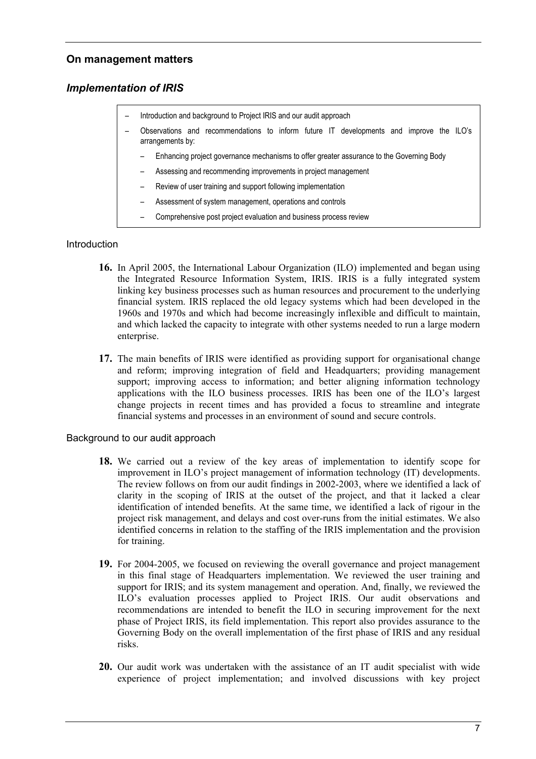## On management matters

### *Implementation of IRIS*

- Introduction and background to Project IRIS and our audit approach
- Observations and recommendations to inform future IT developments and improve the ILO's arrangements by:
  - Enhancing project governance mechanisms to offer greater assurance to the Governing Body
  - Assessing and recommending improvements in project management
  - Review of user training and support following implementation
  - Assessment of system management, operations and controls
  - Comprehensive post project evaluation and business process review

#### Introduction

**16.** In April 2005, the International Labour Organization (ILO) implemented and began using the Integrated Resource Information System, IRIS. IRIS is a fully integrated system linking key business processes such as human resources and procurement to the underlying financial system. IRIS replaced the old legacy systems which had been developed in the 1960s and 1970s and which had become increasingly inflexible and difficult to maintain, and which lacked the capacity to integrate with other systems needed to run a large modern enterprise.

**17.** The main benefits of IRIS were identified as providing support for organisational change and reform; improving integration of field and Headquarters; providing management support; improving access to information; and better aligning information technology applications with the ILO business processes. IRIS has been one of the ILO's largest change projects in recent times and has provided a focus to streamline and integrate financial systems and processes in an environment of sound and secure controls.

#### Background to our audit approach

**18.** We carried out a review of the key areas of implementation to identify scope for improvement in ILO's project management of information technology (IT) developments. The review follows on from our audit findings in 2002-2003, where we identified a lack of clarity in the scoping of IRIS at the outset of the project, and that it lacked a clear identification of intended benefits. At the same time, we identified a lack of rigour in the project risk management, and delays and cost over-runs from the initial estimates. We also identified concerns in relation to the staffing of the IRIS implementation and the provision for training.

**19.** For 2004-2005, we focused on reviewing the overall governance and project management in this final stage of Headquarters implementation. We reviewed the user training and support for IRIS; and its system management and operation. And, finally, we reviewed the ILO's evaluation processes applied to Project IRIS. Our audit observations and recommendations are intended to benefit the ILO in securing improvement for the next phase of Project IRIS, its field implementation. This report also provides assurance to the Governing Body on the overall implementation of the first phase of IRIS and any residual risks.

**20.** Our audit work was undertaken with the assistance of an IT audit specialist with wide experience of project implementation; and involved discussions with key project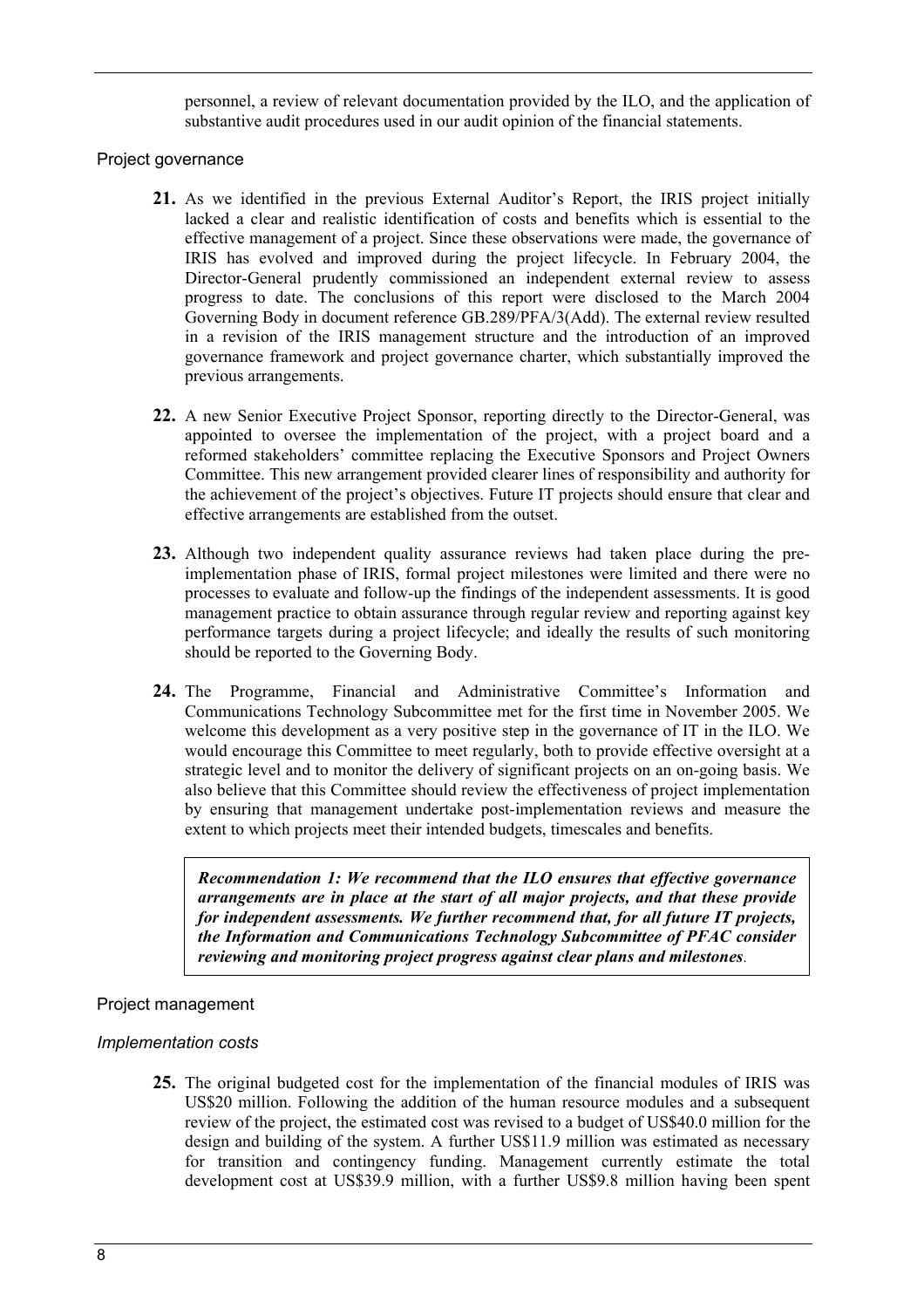personnel, a review of relevant documentation provided by the ILO, and the application of substantive audit procedures used in our audit opinion of the financial statements.

### Project governance

**21.** As we identified in the previous External Auditor's Report, the IRIS project initially lacked a clear and realistic identification of costs and benefits which is essential to the effective management of a project. Since these observations were made, the governance of IRIS has evolved and improved during the project lifecycle. In February 2004, the Director-General prudently commissioned an independent external review to assess progress to date. The conclusions of this report were disclosed to the March 2004 Governing Body in document reference GB.289/PFA/3(Add). The external review resulted in a revision of the IRIS management structure and the introduction of an improved governance framework and project governance charter, which substantially improved the previous arrangements.

**22.** A new Senior Executive Project Sponsor, reporting directly to the Director-General, was appointed to oversee the implementation of the project, with a project board and a reformed stakeholders' committee replacing the Executive Sponsors and Project Owners Committee. This new arrangement provided clearer lines of responsibility and authority for the achievement of the project's objectives. Future IT projects should ensure that clear and effective arrangements are established from the outset.

**23.** Although two independent quality assurance reviews had taken place during the pre-implementation phase of IRIS, formal project milestones were limited and there were no processes to evaluate and follow-up the findings of the independent assessments. It is good management practice to obtain assurance through regular review and reporting against key performance targets during a project lifecycle; and ideally the results of such monitoring should be reported to the Governing Body.

**24.** The Programme, Financial and Administrative Committee's Information and Communications Technology Subcommittee met for the first time in November 2005. We welcome this development as a very positive step in the governance of IT in the ILO. We would encourage this Committee to meet regularly, both to provide effective oversight at a strategic level and to monitor the delivery of significant projects on an on-going basis. We also believe that this Committee should review the effectiveness of project implementation by ensuring that management undertake post-implementation reviews and measure the extent to which projects meet their intended budgets, timescales and benefits.

> ***Recommendation 1: We recommend that the ILO ensures that effective governance arrangements are in place at the start of all major projects, and that these provide for independent assessments. We further recommend that, for all future IT projects, the Information and Communications Technology Subcommittee of PFAC consider reviewing and monitoring project progress against clear plans and milestones***.

### Project management

#### *Implementation costs*

**25.** The original budgeted cost for the implementation of the financial modules of IRIS was US$20 million. Following the addition of the human resource modules and a subsequent review of the project, the estimated cost was revised to a budget of US$40.0 million for the design and building of the system. A further US$11.9 million was estimated as necessary for transition and contingency funding. Management currently estimate the total development cost at US$39.9 million, with a further US$9.8 million having been spent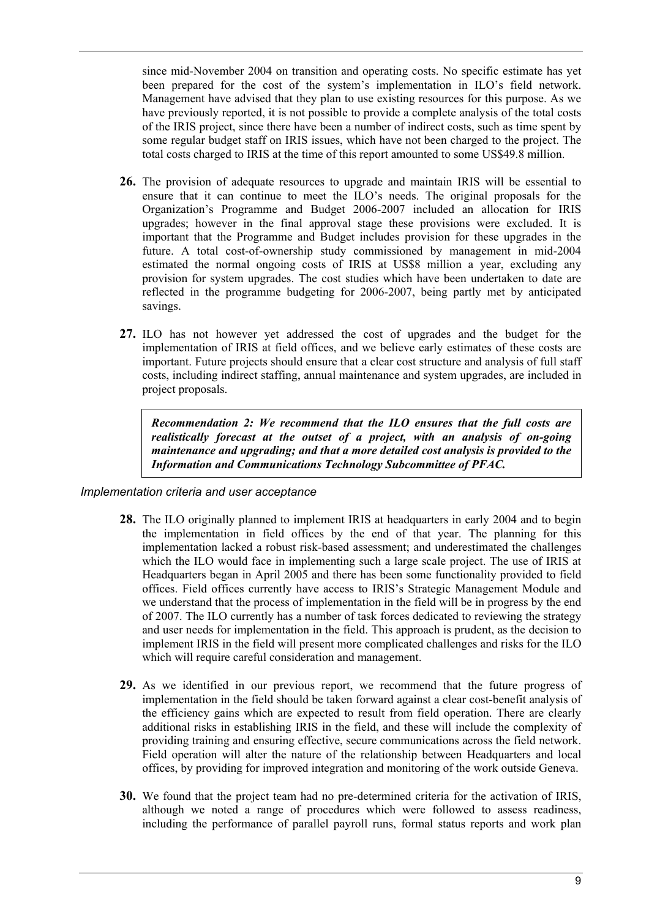since mid-November 2004 on transition and operating costs. No specific estimate has yet been prepared for the cost of the system's implementation in ILO's field network. Management have advised that they plan to use existing resources for this purpose. As we have previously reported, it is not possible to provide a complete analysis of the total costs of the IRIS project, since there have been a number of indirect costs, such as time spent by some regular budget staff on IRIS issues, which have not been charged to the project. The total costs charged to IRIS at the time of this report amounted to some US$49.8 million.

**26.** The provision of adequate resources to upgrade and maintain IRIS will be essential to ensure that it can continue to meet the ILO's needs. The original proposals for the Organization's Programme and Budget 2006-2007 included an allocation for IRIS upgrades; however in the final approval stage these provisions were excluded. It is important that the Programme and Budget includes provision for these upgrades in the future. A total cost-of-ownership study commissioned by management in mid-2004 estimated the normal ongoing costs of IRIS at US$8 million a year, excluding any provision for system upgrades. The cost studies which have been undertaken to date are reflected in the programme budgeting for 2006-2007, being partly met by anticipated savings.

**27.** ILO has not however yet addressed the cost of upgrades and the budget for the implementation of IRIS at field offices, and we believe early estimates of these costs are important. Future projects should ensure that a clear cost structure and analysis of full staff costs, including indirect staffing, annual maintenance and system upgrades, are included in project proposals.

> ***Recommendation 2: We recommend that the ILO ensures that the full costs are realistically forecast at the outset of a project, with an analysis of on-going maintenance and upgrading; and that a more detailed cost analysis is provided to the Information and Communications Technology Subcommittee of PFAC.***

### *Implementation criteria and user acceptance*

**28.** The ILO originally planned to implement IRIS at headquarters in early 2004 and to begin the implementation in field offices by the end of that year. The planning for this implementation lacked a robust risk-based assessment; and underestimated the challenges which the ILO would face in implementing such a large scale project. The use of IRIS at Headquarters began in April 2005 and there has been some functionality provided to field offices. Field offices currently have access to IRIS's Strategic Management Module and we understand that the process of implementation in the field will be in progress by the end of 2007. The ILO currently has a number of task forces dedicated to reviewing the strategy and user needs for implementation in the field. This approach is prudent, as the decision to implement IRIS in the field will present more complicated challenges and risks for the ILO which will require careful consideration and management.

**29.** As we identified in our previous report, we recommend that the future progress of implementation in the field should be taken forward against a clear cost-benefit analysis of the efficiency gains which are expected to result from field operation. There are clearly additional risks in establishing IRIS in the field, and these will include the complexity of providing training and ensuring effective, secure communications across the field network. Field operation will alter the nature of the relationship between Headquarters and local offices, by providing for improved integration and monitoring of the work outside Geneva.

**30.** We found that the project team had no pre-determined criteria for the activation of IRIS, although we noted a range of procedures which were followed to assess readiness, including the performance of parallel payroll runs, formal status reports and work plan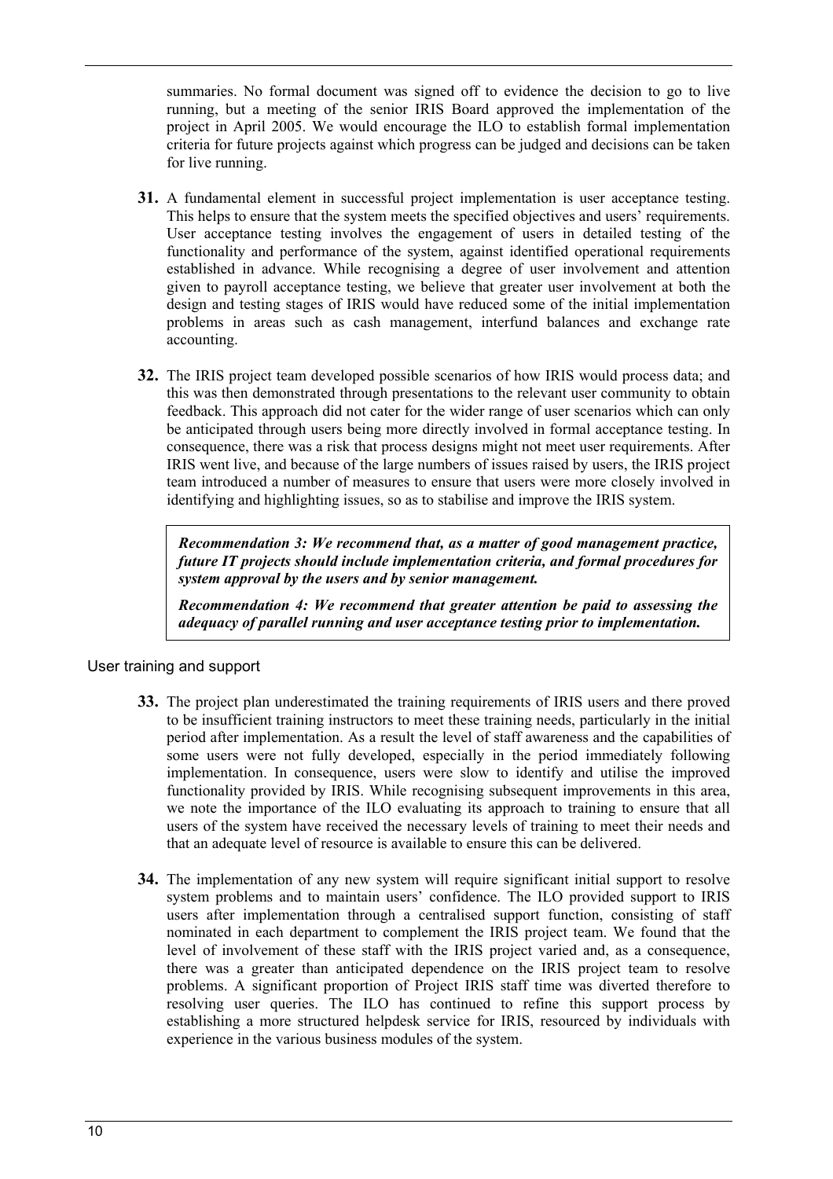summaries. No formal document was signed off to evidence the decision to go to live running, but a meeting of the senior IRIS Board approved the implementation of the project in April 2005. We would encourage the ILO to establish formal implementation criteria for future projects against which progress can be judged and decisions can be taken for live running.

**31.** A fundamental element in successful project implementation is user acceptance testing. This helps to ensure that the system meets the specified objectives and users' requirements. User acceptance testing involves the engagement of users in detailed testing of the functionality and performance of the system, against identified operational requirements established in advance. While recognising a degree of user involvement and attention given to payroll acceptance testing, we believe that greater user involvement at both the design and testing stages of IRIS would have reduced some of the initial implementation problems in areas such as cash management, interfund balances and exchange rate accounting.

**32.** The IRIS project team developed possible scenarios of how IRIS would process data; and this was then demonstrated through presentations to the relevant user community to obtain feedback. This approach did not cater for the wider range of user scenarios which can only be anticipated through users being more directly involved in formal acceptance testing. In consequence, there was a risk that process designs might not meet user requirements. After IRIS went live, and because of the large numbers of issues raised by users, the IRIS project team introduced a number of measures to ensure that users were more closely involved in identifying and highlighting issues, so as to stabilise and improve the IRIS system.

> ***Recommendation 3: We recommend that, as a matter of good management practice, future IT projects should include implementation criteria, and formal procedures for system approval by the users and by senior management.***
>
> ***Recommendation 4: We recommend that greater attention be paid to assessing the adequacy of parallel running and user acceptance testing prior to implementation.***

### User training and support

**33.** The project plan underestimated the training requirements of IRIS users and there proved to be insufficient training instructors to meet these training needs, particularly in the initial period after implementation. As a result the level of staff awareness and the capabilities of some users were not fully developed, especially in the period immediately following implementation. In consequence, users were slow to identify and utilise the improved functionality provided by IRIS. While recognising subsequent improvements in this area, we note the importance of the ILO evaluating its approach to training to ensure that all users of the system have received the necessary levels of training to meet their needs and that an adequate level of resource is available to ensure this can be delivered.

**34.** The implementation of any new system will require significant initial support to resolve system problems and to maintain users' confidence. The ILO provided support to IRIS users after implementation through a centralised support function, consisting of staff nominated in each department to complement the IRIS project team. We found that the level of involvement of these staff with the IRIS project varied and, as a consequence, there was a greater than anticipated dependence on the IRIS project team to resolve problems. A significant proportion of Project IRIS staff time was diverted therefore to resolving user queries. The ILO has continued to refine this support process by establishing a more structured helpdesk service for IRIS, resourced by individuals with experience in the various business modules of the system.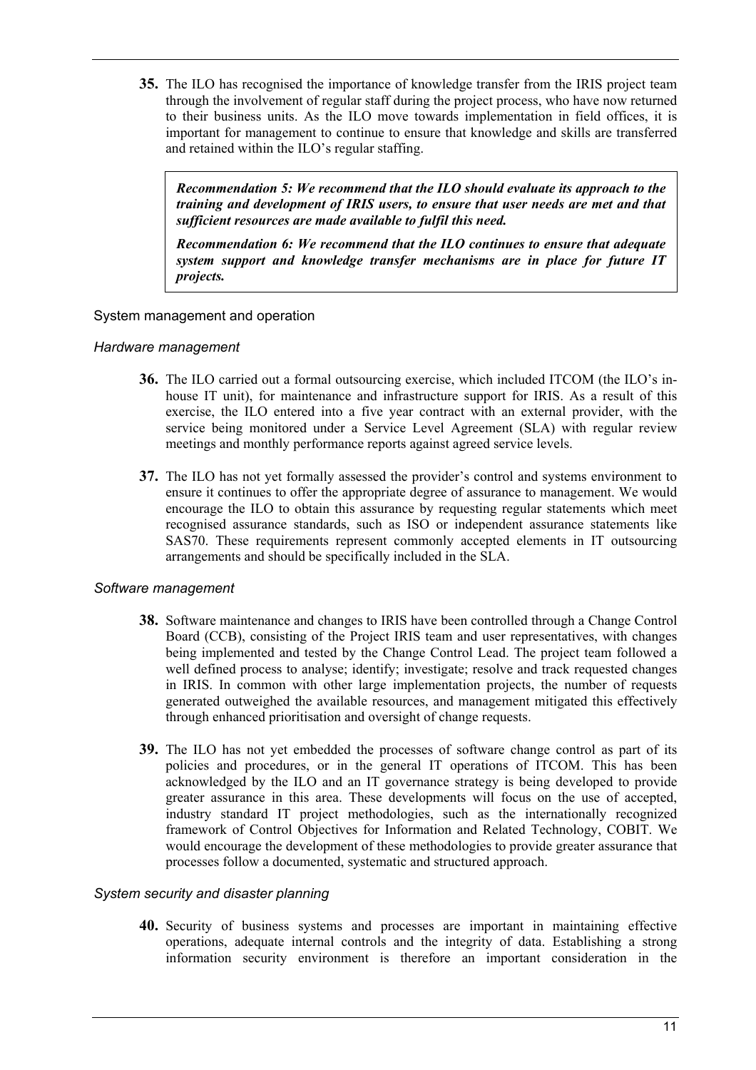**35.** The ILO has recognised the importance of knowledge transfer from the IRIS project team through the involvement of regular staff during the project process, who have now returned to their business units. As the ILO move towards implementation in field offices, it is important for management to continue to ensure that knowledge and skills are transferred and retained within the ILO's regular staffing.

> ***Recommendation 5: We recommend that the ILO should evaluate its approach to the training and development of IRIS users, to ensure that user needs are met and that sufficient resources are made available to fulfil this need.***
>
> ***Recommendation 6: We recommend that the ILO continues to ensure that adequate system support and knowledge transfer mechanisms are in place for future IT projects.***

## System management and operation

### *Hardware management*

**36.** The ILO carried out a formal outsourcing exercise, which included ITCOM (the ILO's in-house IT unit), for maintenance and infrastructure support for IRIS. As a result of this exercise, the ILO entered into a five year contract with an external provider, with the service being monitored under a Service Level Agreement (SLA) with regular review meetings and monthly performance reports against agreed service levels.

**37.** The ILO has not yet formally assessed the provider's control and systems environment to ensure it continues to offer the appropriate degree of assurance to management. We would encourage the ILO to obtain this assurance by requesting regular statements which meet recognised assurance standards, such as ISO or independent assurance statements like SAS70. These requirements represent commonly accepted elements in IT outsourcing arrangements and should be specifically included in the SLA.

### *Software management*

**38.** Software maintenance and changes to IRIS have been controlled through a Change Control Board (CCB), consisting of the Project IRIS team and user representatives, with changes being implemented and tested by the Change Control Lead. The project team followed a well defined process to analyse; identify; investigate; resolve and track requested changes in IRIS. In common with other large implementation projects, the number of requests generated outweighed the available resources, and management mitigated this effectively through enhanced prioritisation and oversight of change requests.

**39.** The ILO has not yet embedded the processes of software change control as part of its policies and procedures, or in the general IT operations of ITCOM. This has been acknowledged by the ILO and an IT governance strategy is being developed to provide greater assurance in this area. These developments will focus on the use of accepted, industry standard IT project methodologies, such as the internationally recognized framework of Control Objectives for Information and Related Technology, COBIT. We would encourage the development of these methodologies to provide greater assurance that processes follow a documented, systematic and structured approach.

### *System security and disaster planning*

**40.** Security of business systems and processes are important in maintaining effective operations, adequate internal controls and the integrity of data. Establishing a strong information security environment is therefore an important consideration in the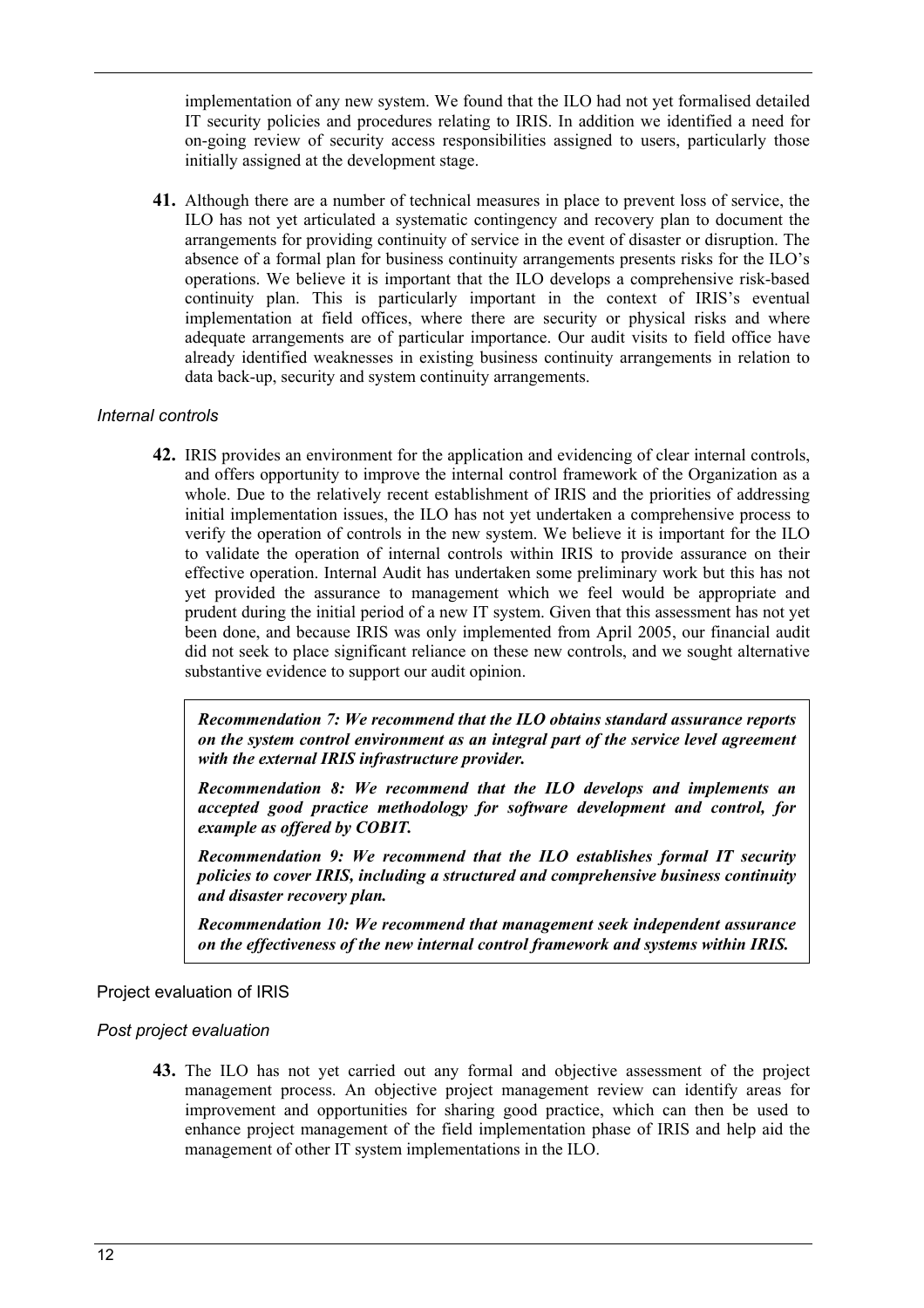implementation of any new system. We found that the ILO had not yet formalised detailed IT security policies and procedures relating to IRIS. In addition we identified a need for on-going review of security access responsibilities assigned to users, particularly those initially assigned at the development stage.

**41.** Although there are a number of technical measures in place to prevent loss of service, the ILO has not yet articulated a systematic contingency and recovery plan to document the arrangements for providing continuity of service in the event of disaster or disruption. The absence of a formal plan for business continuity arrangements presents risks for the ILO's operations. We believe it is important that the ILO develops a comprehensive risk-based continuity plan. This is particularly important in the context of IRIS's eventual implementation at field offices, where there are security or physical risks and where adequate arrangements are of particular importance. Our audit visits to field office have already identified weaknesses in existing business continuity arrangements in relation to data back-up, security and system continuity arrangements.

#### *Internal controls*

**42.** IRIS provides an environment for the application and evidencing of clear internal controls, and offers opportunity to improve the internal control framework of the Organization as a whole. Due to the relatively recent establishment of IRIS and the priorities of addressing initial implementation issues, the ILO has not yet undertaken a comprehensive process to verify the operation of controls in the new system. We believe it is important for the ILO to validate the operation of internal controls within IRIS to provide assurance on their effective operation. Internal Audit has undertaken some preliminary work but this has not yet provided the assurance to management which we feel would be appropriate and prudent during the initial period of a new IT system. Given that this assessment has not yet been done, and because IRIS was only implemented from April 2005, our financial audit did not seek to place significant reliance on these new controls, and we sought alternative substantive evidence to support our audit opinion.

> ***Recommendation 7: We recommend that the ILO obtains standard assurance reports on the system control environment as an integral part of the service level agreement with the external IRIS infrastructure provider.***
>
> ***Recommendation 8: We recommend that the ILO develops and implements an accepted good practice methodology for software development and control, for example as offered by COBIT.***
>
> ***Recommendation 9: We recommend that the ILO establishes formal IT security policies to cover IRIS, including a structured and comprehensive business continuity and disaster recovery plan.***
>
> ***Recommendation 10: We recommend that management seek independent assurance on the effectiveness of the new internal control framework and systems within IRIS.***

### Project evaluation of IRIS

#### *Post project evaluation*

**43.** The ILO has not yet carried out any formal and objective assessment of the project management process. An objective project management review can identify areas for improvement and opportunities for sharing good practice, which can then be used to enhance project management of the field implementation phase of IRIS and help aid the management of other IT system implementations in the ILO.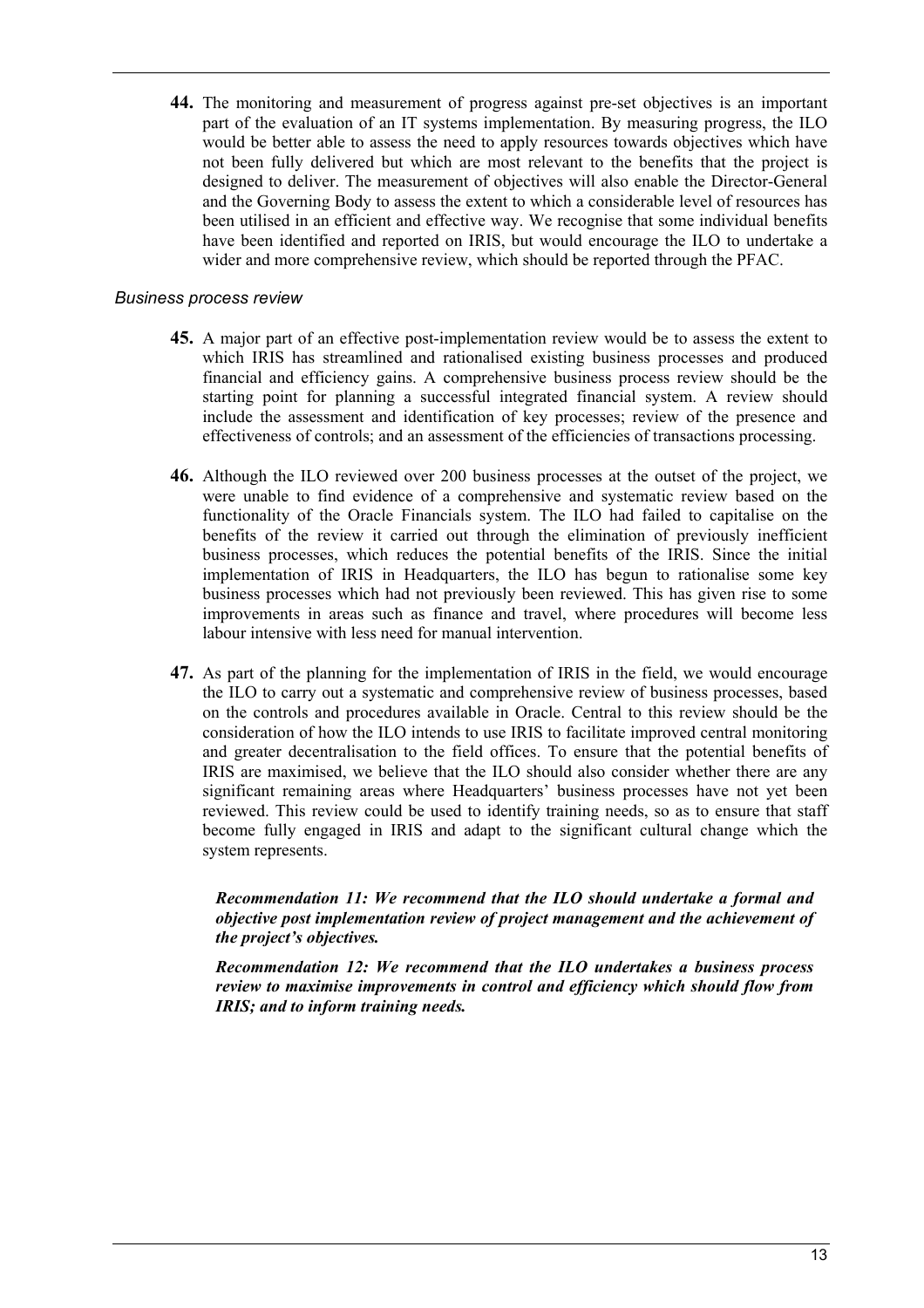**44.** The monitoring and measurement of progress against pre-set objectives is an important part of the evaluation of an IT systems implementation. By measuring progress, the ILO would be better able to assess the need to apply resources towards objectives which have not been fully delivered but which are most relevant to the benefits that the project is designed to deliver. The measurement of objectives will also enable the Director-General and the Governing Body to assess the extent to which a considerable level of resources has been utilised in an efficient and effective way. We recognise that some individual benefits have been identified and reported on IRIS, but would encourage the ILO to undertake a wider and more comprehensive review, which should be reported through the PFAC.

*Business process review*

**45.** A major part of an effective post-implementation review would be to assess the extent to which IRIS has streamlined and rationalised existing business processes and produced financial and efficiency gains. A comprehensive business process review should be the starting point for planning a successful integrated financial system. A review should include the assessment and identification of key processes; review of the presence and effectiveness of controls; and an assessment of the efficiencies of transactions processing.

**46.** Although the ILO reviewed over 200 business processes at the outset of the project, we were unable to find evidence of a comprehensive and systematic review based on the functionality of the Oracle Financials system. The ILO had failed to capitalise on the benefits of the review it carried out through the elimination of previously inefficient business processes, which reduces the potential benefits of the IRIS. Since the initial implementation of IRIS in Headquarters, the ILO has begun to rationalise some key business processes which had not previously been reviewed. This has given rise to some improvements in areas such as finance and travel, where procedures will become less labour intensive with less need for manual intervention.

**47.** As part of the planning for the implementation of IRIS in the field, we would encourage the ILO to carry out a systematic and comprehensive review of business processes, based on the controls and procedures available in Oracle. Central to this review should be the consideration of how the ILO intends to use IRIS to facilitate improved central monitoring and greater decentralisation to the field offices. To ensure that the potential benefits of IRIS are maximised, we believe that the ILO should also consider whether there are any significant remaining areas where Headquarters' business processes have not yet been reviewed. This review could be used to identify training needs, so as to ensure that staff become fully engaged in IRIS and adapt to the significant cultural change which the system represents.

***Recommendation 11: We recommend that the ILO should undertake a formal and objective post implementation review of project management and the achievement of the project's objectives.***

***Recommendation 12: We recommend that the ILO undertakes a business process review to maximise improvements in control and efficiency which should flow from IRIS; and to inform training needs.***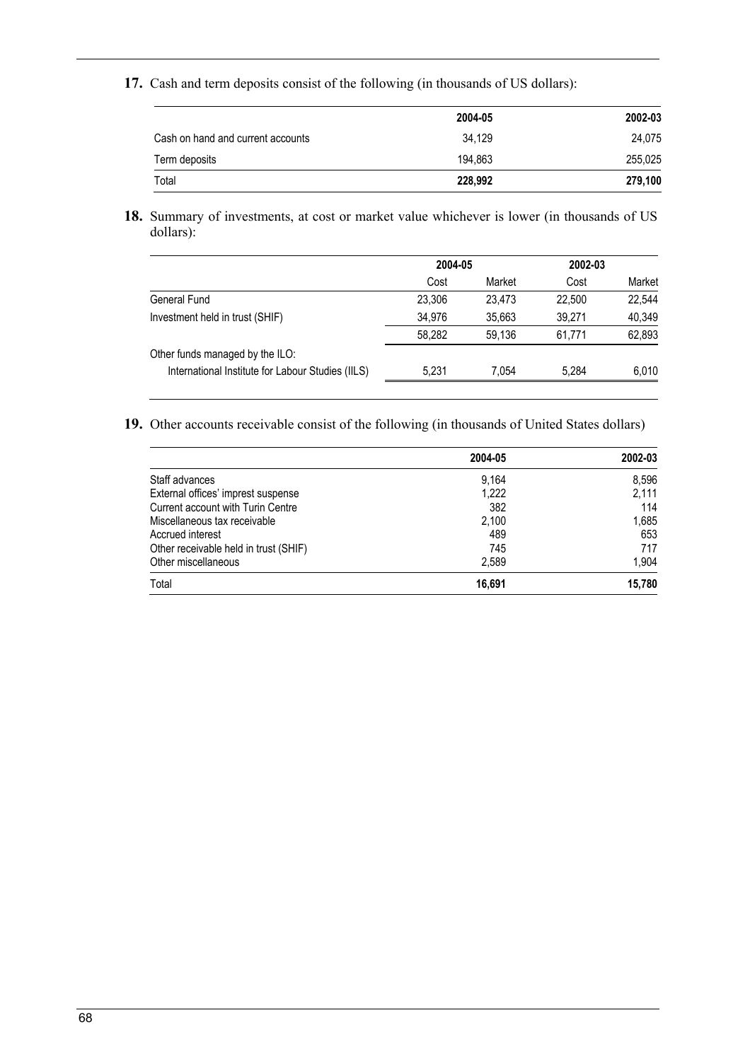**17.** Cash and term deposits consist of the following (in thousands of US dollars):

| | 2004-05 | 2002-03 |
|---|---|---|
| Cash on hand and current accounts | 34,129 | 24,075 |
| Term deposits | 194,863 | 255,025 |
| Total | **228,992** | **279,100** |

**18.** Summary of investments, at cost or market value whichever is lower (in thousands of US dollars):

| | 2004-05 | | 2002-03 | |
|---|---|---|---|---|
| | Cost | Market | Cost | Market |
| General Fund | 23,306 | 23,473 | 22,500 | 22,544 |
| Investment held in trust (SHIF) | 34,976 | 35,663 | 39,271 | 40,349 |
| | 58,282 | 59,136 | 61,771 | 62,893 |
| Other funds managed by the ILO: | | | | |
| International Institute for Labour Studies (IILS) | 5,231 | 7,054 | 5,284 | 6,010 |

**19.** Other accounts receivable consist of the following (in thousands of United States dollars)

| | 2004-05 | 2002-03 |
|---|---|---|
| Staff advances | 9,164 | 8,596 |
| External offices' imprest suspense | 1,222 | 2,111 |
| Current account with Turin Centre | 382 | 114 |
| Miscellaneous tax receivable | 2,100 | 1,685 |
| Accrued interest | 489 | 653 |
| Other receivable held in trust (SHIF) | 745 | 717 |
| Other miscellaneous | 2,589 | 1,904 |
| Total | **16,691** | **15,780** |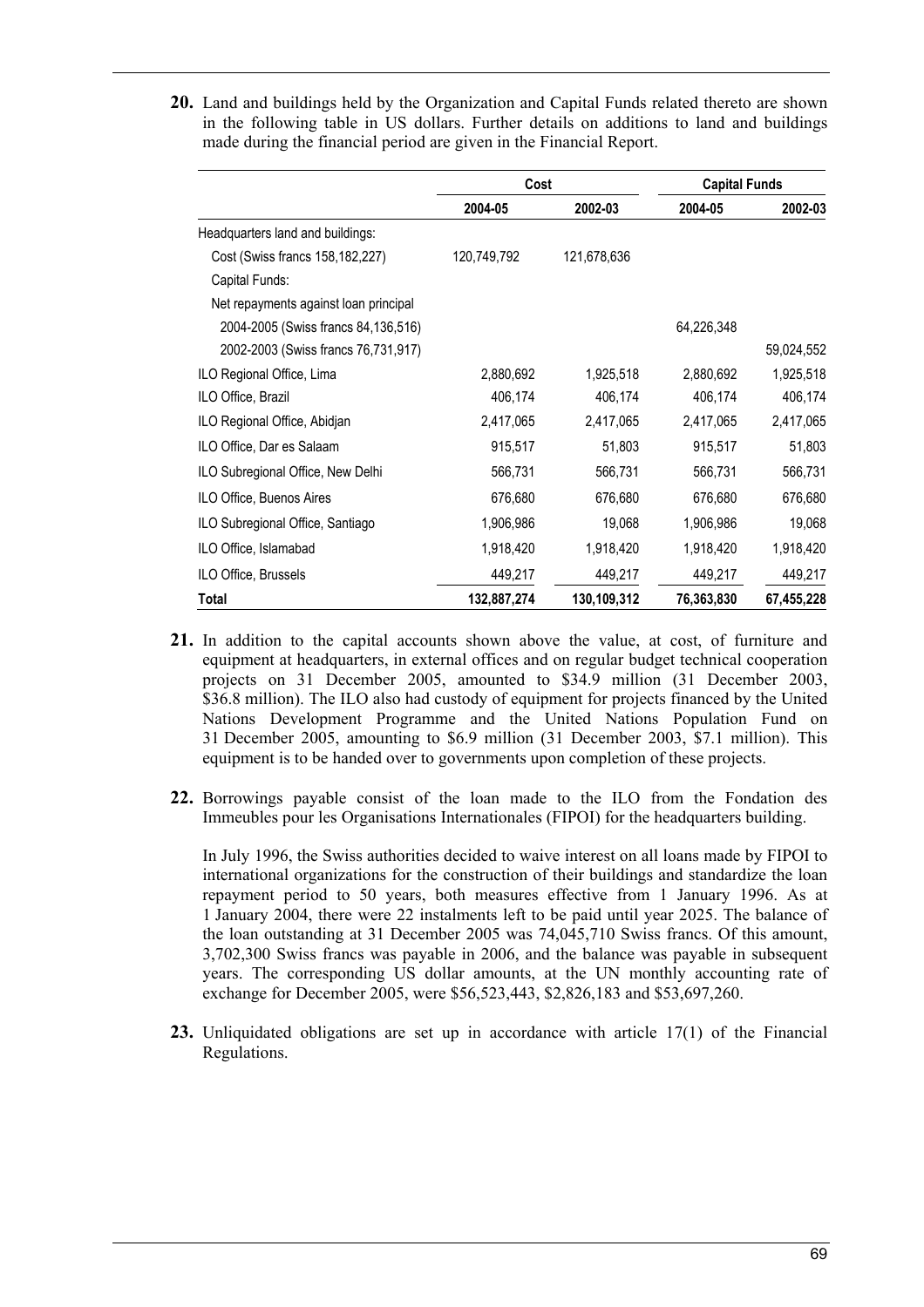**20.** Land and buildings held by the Organization and Capital Funds related thereto are shown in the following table in US dollars. Further details on additions to land and buildings made during the financial period are given in the Financial Report.

| | Cost | | Capital Funds | |
|---|---|---|---|---|
| | 2004-05 | 2002-03 | 2004-05 | 2002-03 |
| Headquarters land and buildings: | | | | |
| Cost (Swiss francs 158,182,227) | 120,749,792 | 121,678,636 | | |
| Capital Funds: | | | | |
| Net repayments against loan principal | | | | |
| 2004-2005 (Swiss francs 84,136,516) | | | 64,226,348 | |
| 2002-2003 (Swiss francs 76,731,917) | | | | 59,024,552 |
| ILO Regional Office, Lima | 2,880,692 | 1,925,518 | 2,880,692 | 1,925,518 |
| ILO Office, Brazil | 406,174 | 406,174 | 406,174 | 406,174 |
| ILO Regional Office, Abidjan | 2,417,065 | 2,417,065 | 2,417,065 | 2,417,065 |
| ILO Office, Dar es Salaam | 915,517 | 51,803 | 915,517 | 51,803 |
| ILO Subregional Office, New Delhi | 566,731 | 566,731 | 566,731 | 566,731 |
| ILO Office, Buenos Aires | 676,680 | 676,680 | 676,680 | 676,680 |
| ILO Subregional Office, Santiago | 1,906,986 | 19,068 | 1,906,986 | 19,068 |
| ILO Office, Islamabad | 1,918,420 | 1,918,420 | 1,918,420 | 1,918,420 |
| ILO Office, Brussels | 449,217 | 449,217 | 449,217 | 449,217 |
| **Total** | **132,887,274** | **130,109,312** | **76,363,830** | **67,455,228** |

**21.** In addition to the capital accounts shown above the value, at cost, of furniture and equipment at headquarters, in external offices and on regular budget technical cooperation projects on 31 December 2005, amounted to $34.9 million (31 December 2003, $36.8 million). The ILO also had custody of equipment for projects financed by the United Nations Development Programme and the United Nations Population Fund on 31 December 2005, amounting to $6.9 million (31 December 2003, $7.1 million). This equipment is to be handed over to governments upon completion of these projects.

**22.** Borrowings payable consist of the loan made to the ILO from the Fondation des Immeubles pour les Organisations Internationales (FIPOI) for the headquarters building.

In July 1996, the Swiss authorities decided to waive interest on all loans made by FIPOI to international organizations for the construction of their buildings and standardize the loan repayment period to 50 years, both measures effective from 1 January 1996. As at 1 January 2004, there were 22 instalments left to be paid until year 2025. The balance of the loan outstanding at 31 December 2005 was 74,045,710 Swiss francs. Of this amount, 3,702,300 Swiss francs was payable in 2006, and the balance was payable in subsequent years. The corresponding US dollar amounts, at the UN monthly accounting rate of exchange for December 2005, were $56,523,443, $2,826,183 and $53,697,260.

**23.** Unliquidated obligations are set up in accordance with article 17(1) of the Financial Regulations.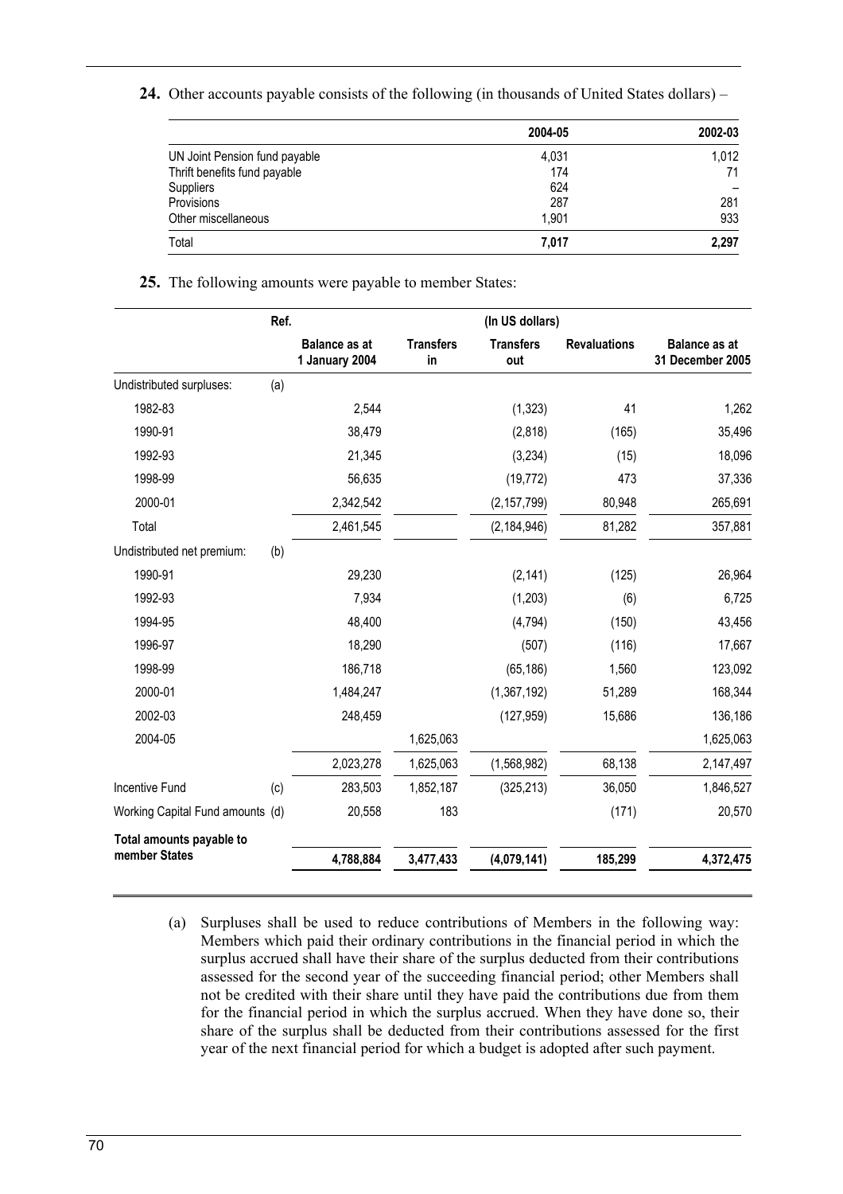**24.** Other accounts payable consists of the following (in thousands of United States dollars) –

| | 2004-05 | 2002-03 |
|---|---|---|
| UN Joint Pension fund payable | 4,031 | 1,012 |
| Thrift benefits fund payable | 174 | 71 |
| Suppliers | 624 | – |
| Provisions | 287 | 281 |
| Other miscellaneous | 1,901 | 933 |
| Total | **7,017** | **2,297** |

**25.** The following amounts were payable to member States:

| | Ref. | (In US dollars) | | | | |
|---|---|---|---|---|---|---|
| | | **Balance as at 1 January 2004** | **Transfers in** | **Transfers out** | **Revaluations** | **Balance as at 31 December 2005** |
| Undistributed surpluses: | (a) | | | | | |
| 1982-83 | | 2,544 | | (1,323) | 41 | 1,262 |
| 1990-91 | | 38,479 | | (2,818) | (165) | 35,496 |
| 1992-93 | | 21,345 | | (3,234) | (15) | 18,096 |
| 1998-99 | | 56,635 | | (19,772) | 473 | 37,336 |
| 2000-01 | | 2,342,542 | | (2,157,799) | 80,948 | 265,691 |
| Total | | 2,461,545 | | (2,184,946) | 81,282 | 357,881 |
| Undistributed net premium: | (b) | | | | | |
| 1990-91 | | 29,230 | | (2,141) | (125) | 26,964 |
| 1992-93 | | 7,934 | | (1,203) | (6) | 6,725 |
| 1994-95 | | 48,400 | | (4,794) | (150) | 43,456 |
| 1996-97 | | 18,290 | | (507) | (116) | 17,667 |
| 1998-99 | | 186,718 | | (65,186) | 1,560 | 123,092 |
| 2000-01 | | 1,484,247 | | (1,367,192) | 51,289 | 168,344 |
| 2002-03 | | 248,459 | | (127,959) | 15,686 | 136,186 |
| 2004-05 | | | 1,625,063 | | | 1,625,063 |
| | | 2,023,278 | 1,625,063 | (1,568,982) | 68,138 | 2,147,497 |
| Incentive Fund | (c) | 283,503 | 1,852,187 | (325,213) | 36,050 | 1,846,527 |
| Working Capital Fund amounts | (d) | 20,558 | 183 | | (171) | 20,570 |
| **Total amounts payable to member States** | | **4,788,884** | **3,477,433** | **(4,079,141)** | **185,299** | **4,372,475** |

(a) Surpluses shall be used to reduce contributions of Members in the following way: Members which paid their ordinary contributions in the financial period in which the surplus accrued shall have their share of the surplus deducted from their contributions assessed for the second year of the succeeding financial period; other Members shall not be credited with their share until they have paid the contributions due from them for the financial period in which the surplus accrued. When they have done so, their share of the surplus shall be deducted from their contributions assessed for the first year of the next financial period for which a budget is adopted after such payment.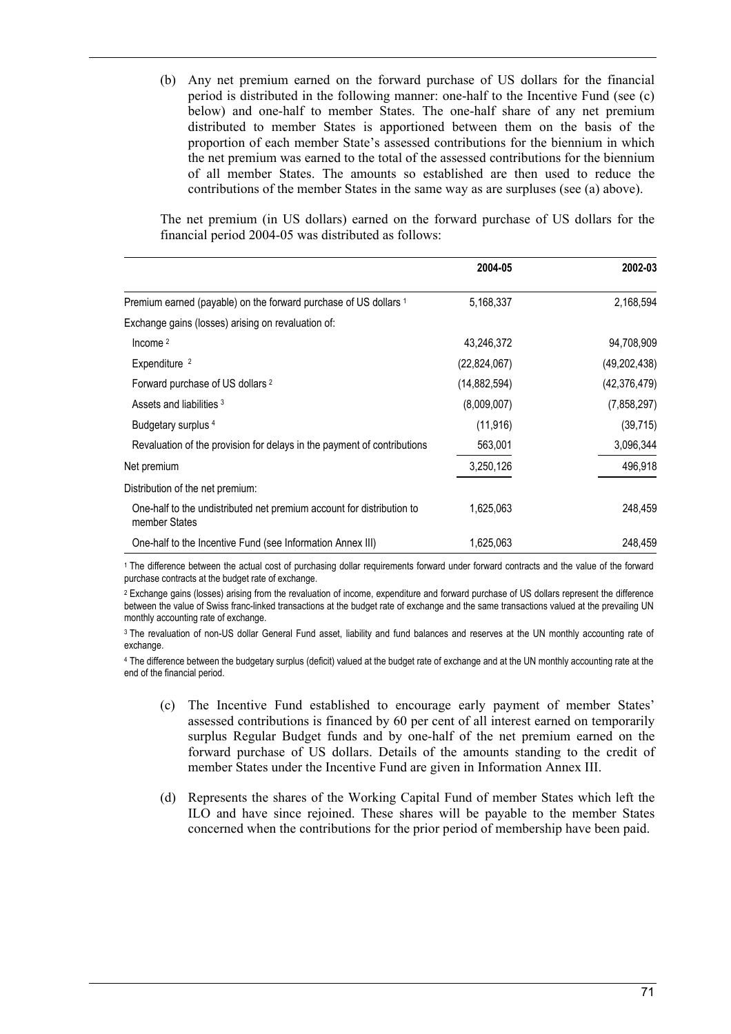(b) Any net premium earned on the forward purchase of US dollars for the financial period is distributed in the following manner: one-half to the Incentive Fund (see (c) below) and one-half to member States. The one-half share of any net premium distributed to member States is apportioned between them on the basis of the proportion of each member State's assessed contributions for the biennium in which the net premium was earned to the total of the assessed contributions for the biennium of all member States. The amounts so established are then used to reduce the contributions of the member States in the same way as are surpluses (see (a) above).

The net premium (in US dollars) earned on the forward purchase of US dollars for the financial period 2004-05 was distributed as follows:

| | 2004-05 | 2002-03 |
|---|---|---|
| Premium earned (payable) on the forward purchase of US dollars [1] | 5,168,337 | 2,168,594 |
| Exchange gains (losses) arising on revaluation of: | | |
| Income [2] | 43,246,372 | 94,708,909 |
| Expenditure [2] | (22,824,067) | (49,202,438) |
| Forward purchase of US dollars [2] | (14,882,594) | (42,376,479) |
| Assets and liabilities [3] | (8,009,007) | (7,858,297) |
| Budgetary surplus [4] | (11,916) | (39,715) |
| Revaluation of the provision for delays in the payment of contributions | 563,001 | 3,096,344 |
| Net premium | 3,250,126 | 496,918 |
| Distribution of the net premium: | | |
| One-half to the undistributed net premium account for distribution to member States | 1,625,063 | 248,459 |
| One-half to the Incentive Fund (see Information Annex III) | 1,625,063 | 248,459 |

[1] The difference between the actual cost of purchasing dollar requirements forward under forward contracts and the value of the forward purchase contracts at the budget rate of exchange.

[2] Exchange gains (losses) arising from the revaluation of income, expenditure and forward purchase of US dollars represent the difference between the value of Swiss franc-linked transactions at the budget rate of exchange and the same transactions valued at the prevailing UN monthly accounting rate of exchange.

[3] The revaluation of non-US dollar General Fund asset, liability and fund balances and reserves at the UN monthly accounting rate of exchange.

[4] The difference between the budgetary surplus (deficit) valued at the budget rate of exchange and at the UN monthly accounting rate at the end of the financial period.

(c) The Incentive Fund established to encourage early payment of member States' assessed contributions is financed by 60 per cent of all interest earned on temporarily surplus Regular Budget funds and by one-half of the net premium earned on the forward purchase of US dollars. Details of the amounts standing to the credit of member States under the Incentive Fund are given in Information Annex III.

(d) Represents the shares of the Working Capital Fund of member States which left the ILO and have since rejoined. These shares will be payable to the member States concerned when the contributions for the prior period of membership have been paid.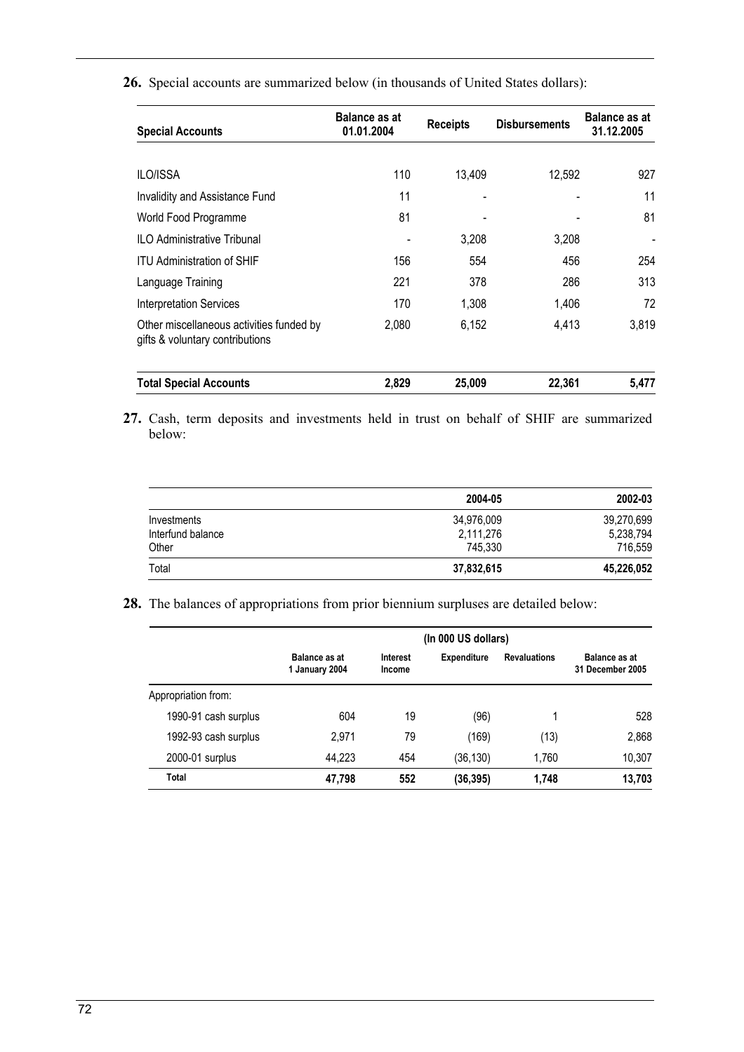**26.** Special accounts are summarized below (in thousands of United States dollars):

| Special Accounts | Balance as at 01.01.2004 | Receipts | Disbursements | Balance as at 31.12.2005 |
|---|---|---|---|---|
| ILO/ISSA | 110 | 13,409 | 12,592 | 927 |
| Invalidity and Assistance Fund | 11 | - | - | 11 |
| World Food Programme | 81 | - | - | 81 |
| ILO Administrative Tribunal | - | 3,208 | 3,208 | - |
| ITU Administration of SHIF | 156 | 554 | 456 | 254 |
| Language Training | 221 | 378 | 286 | 313 |
| Interpretation Services | 170 | 1,308 | 1,406 | 72 |
| Other miscellaneous activities funded by gifts & voluntary contributions | 2,080 | 6,152 | 4,413 | 3,819 |
| **Total Special Accounts** | **2,829** | **25,009** | **22,361** | **5,477** |

**27.** Cash, term deposits and investments held in trust on behalf of SHIF are summarized below:

| | 2004-05 | 2002-03 |
|---|---|---|
| Investments | 34,976,009 | 39,270,699 |
| Interfund balance | 2,111,276 | 5,238,794 |
| Other | 745,330 | 716,559 |
| Total | **37,832,615** | **45,226,052** |

**28.** The balances of appropriations from prior biennium surpluses are detailed below:

| | (In 000 US dollars) | | | | |
|---|---|---|---|---|---|
| | Balance as at 1 January 2004 | Interest Income | Expenditure | Revaluations | Balance as at 31 December 2005 |
| Appropriation from: | | | | | |
| 1990-91 cash surplus | 604 | 19 | (96) | 1 | 528 |
| 1992-93 cash surplus | 2,971 | 79 | (169) | (13) | 2,868 |
| 2000-01 surplus | 44,223 | 454 | (36,130) | 1,760 | 10,307 |
| **Total** | **47,798** | **552** | **(36,395)** | **1,748** | **13,703** |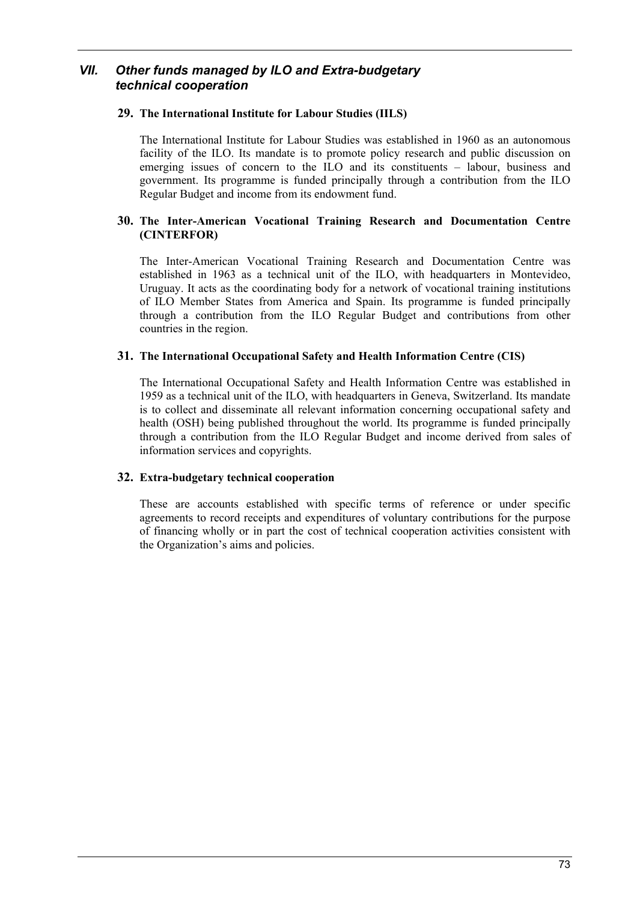## *VII. Other funds managed by ILO and Extra-budgetary technical cooperation*

### 29. The International Institute for Labour Studies (IILS)

The International Institute for Labour Studies was established in 1960 as an autonomous facility of the ILO. Its mandate is to promote policy research and public discussion on emerging issues of concern to the ILO and its constituents – labour, business and government. Its programme is funded principally through a contribution from the ILO Regular Budget and income from its endowment fund.

### 30. The Inter-American Vocational Training Research and Documentation Centre (CINTERFOR)

The Inter-American Vocational Training Research and Documentation Centre was established in 1963 as a technical unit of the ILO, with headquarters in Montevideo, Uruguay. It acts as the coordinating body for a network of vocational training institutions of ILO Member States from America and Spain. Its programme is funded principally through a contribution from the ILO Regular Budget and contributions from other countries in the region.

### 31. The International Occupational Safety and Health Information Centre (CIS)

The International Occupational Safety and Health Information Centre was established in 1959 as a technical unit of the ILO, with headquarters in Geneva, Switzerland. Its mandate is to collect and disseminate all relevant information concerning occupational safety and health (OSH) being published throughout the world. Its programme is funded principally through a contribution from the ILO Regular Budget and income derived from sales of information services and copyrights.

### 32. Extra-budgetary technical cooperation

These are accounts established with specific terms of reference or under specific agreements to record receipts and expenditures of voluntary contributions for the purpose of financing wholly or in part the cost of technical cooperation activities consistent with the Organization's aims and policies.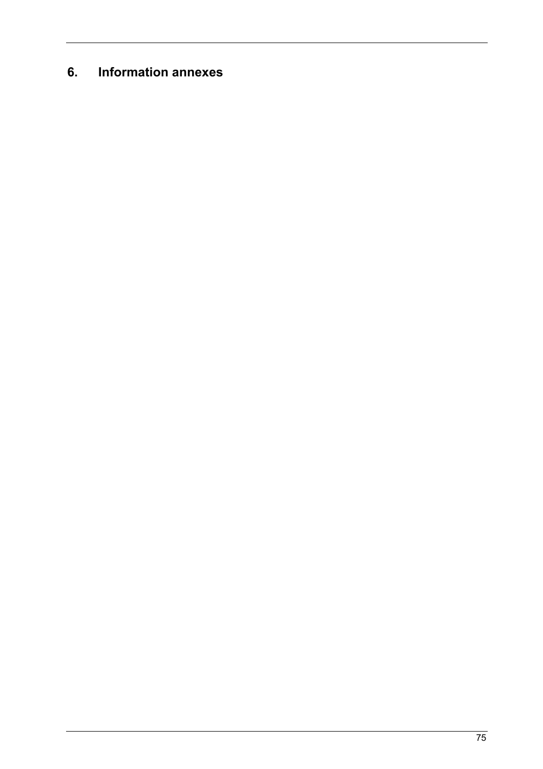# 6. Information annexes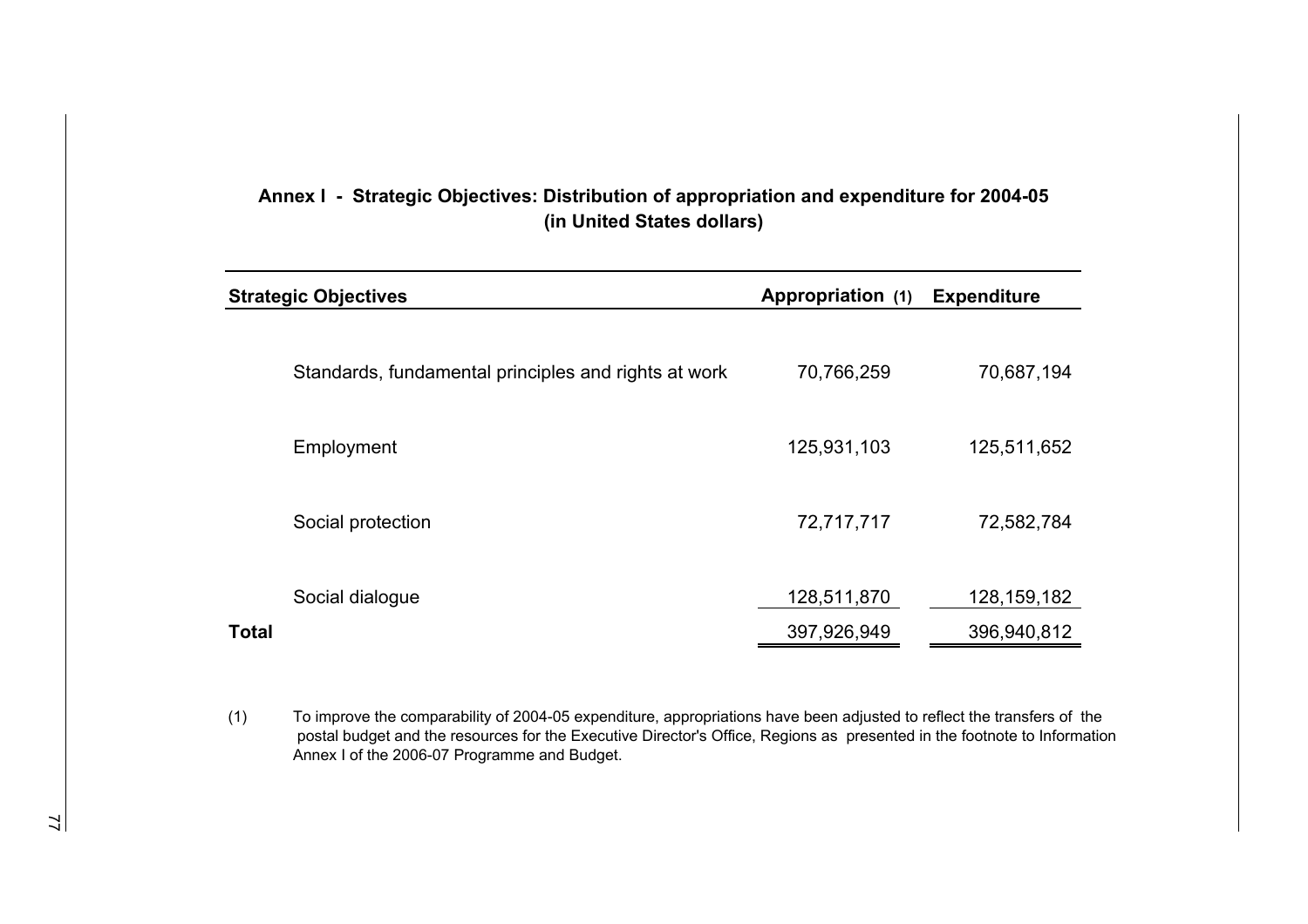## Annex I - Strategic Objectives: Distribution of appropriation and expenditure for 2004-05 (in United States dollars)

| Strategic Objectives | Appropriation (1) | Expenditure |
|---|---|---|
| Standards, fundamental principles and rights at work | 70,766,259 | 70,687,194 |
| Employment | 125,931,103 | 125,511,652 |
| Social protection | 72,717,717 | 72,582,784 |
| Social dialogue | 128,511,870 | 128,159,182 |
| **Total** | 397,926,949 | 396,940,812 |

(1) To improve the comparability of 2004-05 expenditure, appropriations have been adjusted to reflect the transfers of the postal budget and the resources for the Executive Director's Office, Regions as presented in the footnote to Information Annex I of the 2006-07 Programme and Budget.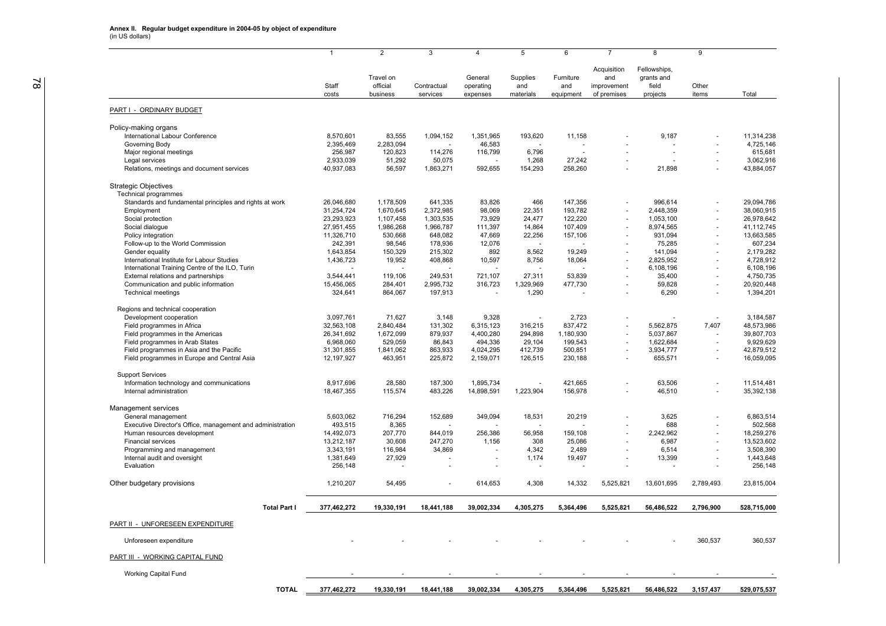**Annex II. Regular budget expenditure in 2004-05 by object of expenditure**
(in US dollars)

| | 1 | 2 | 3 | 4 | 5 | 6 | 7 | 8 | 9 | |
|---|---|---|---|---|---|---|---|---|---|---|
| | Staff costs | Travel on official business | Contractual services | General operating expenses | Supplies and materials | Furniture and equipment | Acquisition and improvement of premises | Fellowships, grants and field projects | Other items | Total |
| PART I - ORDINARY BUDGET | | | | | | | | | | |
| Policy-making organs | | | | | | | | | | |
| International Labour Conference | 8,570,601 | 83,555 | 1,094,152 | 1,351,965 | 193,620 | 11,158 | - | 9,187 | - | 11,314,238 |
| Governing Body | 2,395,469 | 2,283,094 | - | 46,583 | - | - | - | - | - | 4,725,146 |
| Major regional meetings | 256,987 | 120,823 | 114,276 | 116,799 | 6,796 | - | - | - | - | 615,681 |
| Legal services | 2,933,039 | 51,292 | 50,075 | - | 1,268 | 27,242 | - | - | - | 3,062,916 |
| Relations, meetings and document services | 40,937,083 | 56,597 | 1,863,271 | 592,655 | 154,293 | 258,260 | - | 21,898 | - | 43,884,057 |
| Strategic Objectives | | | | | | | | | | |
| Technical programmes | | | | | | | | | | |
| Standards and fundamental principles and rights at work | 26,046,680 | 1,178,509 | 641,335 | 83,826 | 466 | 147,356 | - | 996,614 | - | 29,094,786 |
| Employment | 31,254,724 | 1,670,645 | 2,372,985 | 98,069 | 22,351 | 193,782 | - | 2,448,359 | - | 38,060,915 |
| Social protection | 23,293,923 | 1,107,458 | 1,303,535 | 73,929 | 24,477 | 122,220 | - | 1,053,100 | - | 26,978,642 |
| Social dialogue | 27,951,455 | 1,986,268 | 1,966,787 | 111,397 | 14,864 | 107,409 | - | 8,974,565 | - | 41,112,745 |
| Policy integration | 11,326,710 | 530,668 | 648,082 | 47,669 | 22,256 | 157,106 | - | 931,094 | - | 13,663,585 |
| Follow-up to the World Commission | 242,391 | 98,546 | 178,936 | 12,076 | - | - | - | 75,285 | - | 607,234 |
| Gender equality | 1,643,854 | 150,329 | 215,302 | 892 | 8,562 | 19,249 | - | 141,094 | - | 2,179,282 |
| International Institute for Labour Studies | 1,436,723 | 19,952 | 408,868 | 10,597 | 8,756 | 18,064 | - | 2,825,952 | - | 4,728,912 |
| International Training Centre of the ILO, Turin | - | - | - | - | - | - | - | 6,108,196 | - | 6,108,196 |
| External relations and partnerships | 3,544,441 | 119,106 | 249,531 | 721,107 | 27,311 | 53,839 | - | 35,400 | - | 4,750,735 |
| Communication and public information | 15,456,065 | 284,401 | 2,995,732 | 316,723 | 1,329,969 | 477,730 | - | 59,828 | - | 20,920,448 |
| Technical meetings | 324,641 | 864,067 | 197,913 | - | 1,290 | - | - | 6,290 | - | 1,394,201 |
| Regions and technical cooperation | | | | | | | | | | |
| Development cooperation | 3,097,761 | 71,627 | 3,148 | 9,328 | - | 2,723 | - | - | - | 3,184,587 |
| Field programmes in Africa | 32,563,108 | 2,840,484 | 131,302 | 6,315,123 | 316,215 | 837,472 | - | 5,562,875 | 7,407 | 48,573,986 |
| Field programmes in the Americas | 26,341,692 | 1,672,099 | 879,937 | 4,400,280 | 294,898 | 1,180,930 | - | 5,037,867 | - | 39,807,703 |
| Field programmes in Arab States | 6,968,060 | 529,059 | 86,843 | 494,336 | 29,104 | 199,543 | - | 1,622,684 | - | 9,929,629 |
| Field programmes in Asia and the Pacific | 31,301,855 | 1,841,062 | 863,933 | 4,024,295 | 412,739 | 500,851 | - | 3,934,777 | - | 42,879,512 |
| Field programmes in Europe and Central Asia | 12,197,927 | 463,951 | 225,872 | 2,159,071 | 126,515 | 230,188 | - | 655,571 | - | 16,059,095 |
| Support Services | | | | | | | | | | |
| Information technology and communications | 8,917,696 | 28,580 | 187,300 | 1,895,734 | - | 421,665 | - | 63,506 | - | 11,514,481 |
| Internal administration | 18,467,355 | 115,574 | 483,226 | 14,898,591 | 1,223,904 | 156,978 | - | 46,510 | - | 35,392,138 |
| Management services | | | | | | | | | | |
| General management | 5,603,062 | 716,294 | 152,689 | 349,094 | 18,531 | 20,219 | - | 3,625 | - | 6,863,514 |
| Executive Director's Office, management and administration | 493,515 | 8,365 | - | - | - | - | - | 688 | - | 502,568 |
| Human resources development | 14,492,073 | 207,770 | 844,019 | 256,386 | 56,958 | 159,108 | - | 2,242,962 | - | 18,259,276 |
| Financial services | 13,212,187 | 30,608 | 247,270 | 1,156 | 308 | 25,086 | - | 6,987 | - | 13,523,602 |
| Programming and management | 3,343,191 | 116,984 | 34,869 | - | 4,342 | 2,489 | - | 6,514 | - | 3,508,390 |
| Internal audit and oversight | 1,381,649 | 27,929 | - | - | 1,174 | 19,497 | - | 13,399 | - | 1,443,648 |
| Evaluation | 256,148 | - | - | - | - | - | - | - | - | 256,148 |
| Other budgetary provisions | 1,210,207 | 54,495 | - | 614,653 | 4,308 | 14,332 | 5,525,821 | 13,601,695 | 2,789,493 | 23,815,004 |
| **Total Part I** | **377,462,272** | **19,330,191** | **18,441,188** | **39,002,334** | **4,305,275** | **5,364,496** | **5,525,821** | **56,486,522** | **2,796,900** | **528,715,000** |
| PART II - UNFORESEEN EXPENDITURE | | | | | | | | | | |
| Unforeseen expenditure | - | - | - | - | - | - | - | - | 360,537 | 360,537 |
| PART III - WORKING CAPITAL FUND | | | | | | | | | | |
| Working Capital Fund | - | - | - | - | - | - | - | - | - | - |
| **TOTAL** | **377,462,272** | **19,330,191** | **18,441,188** | **39,002,334** | **4,305,275** | **5,364,496** | **5,525,821** | **56,486,522** | **3,157,437** | **529,075,537** |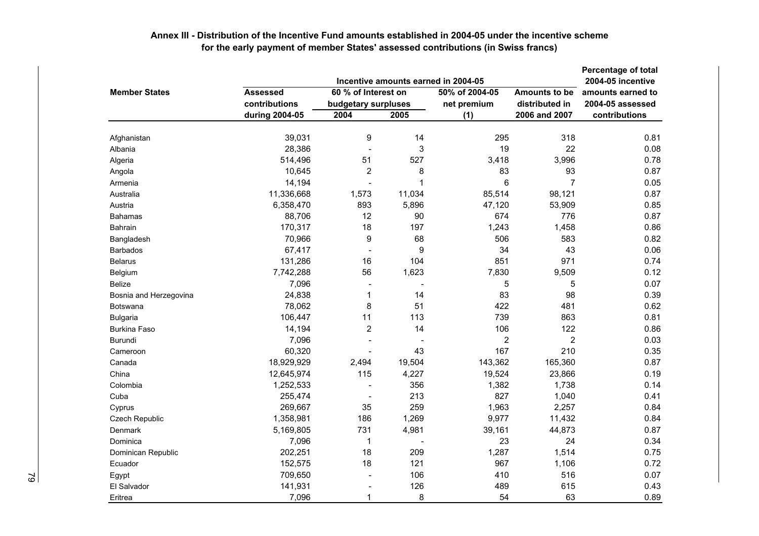**Annex III - Distribution of the Incentive Fund amounts established in 2004-05 under the incentive scheme for the early payment of member States' assessed contributions (in Swiss francs)**

| Member States | Assessed contributions during 2004-05 | Incentive amounts earned in 2004-05 | | | | Percentage of total 2004-05 incentive amounts earned to 2004-05 assessed contributions |
|---|---|---|---|---|---|---|
| | | 60 % of Interest on budgetary surpluses | | 50% of 2004-05 net premium | Amounts to be distributed in 2006 and 2007 | |
| | | 2004 | 2005 | (1) | | |
| Afghanistan | 39,031 | 9 | 14 | 295 | 318 | 0.81 |
| Albania | 28,386 | - | 3 | 19 | 22 | 0.08 |
| Algeria | 514,496 | 51 | 527 | 3,418 | 3,996 | 0.78 |
| Angola | 10,645 | 2 | 8 | 83 | 93 | 0.87 |
| Armenia | 14,194 | - | 1 | 6 | 7 | 0.05 |
| Australia | 11,336,668 | 1,573 | 11,034 | 85,514 | 98,121 | 0.87 |
| Austria | 6,358,470 | 893 | 5,896 | 47,120 | 53,909 | 0.85 |
| Bahamas | 88,706 | 12 | 90 | 674 | 776 | 0.87 |
| Bahrain | 170,317 | 18 | 197 | 1,243 | 1,458 | 0.86 |
| Bangladesh | 70,966 | 9 | 68 | 506 | 583 | 0.82 |
| Barbados | 67,417 | - | 9 | 34 | 43 | 0.06 |
| Belarus | 131,286 | 16 | 104 | 851 | 971 | 0.74 |
| Belgium | 7,742,288 | 56 | 1,623 | 7,830 | 9,509 | 0.12 |
| Belize | 7,096 | - | - | 5 | 5 | 0.07 |
| Bosnia and Herzegovina | 24,838 | 1 | 14 | 83 | 98 | 0.39 |
| Botswana | 78,062 | 8 | 51 | 422 | 481 | 0.62 |
| Bulgaria | 106,447 | 11 | 113 | 739 | 863 | 0.81 |
| Burkina Faso | 14,194 | 2 | 14 | 106 | 122 | 0.86 |
| Burundi | 7,096 | - | - | 2 | 2 | 0.03 |
| Cameroon | 60,320 | - | 43 | 167 | 210 | 0.35 |
| Canada | 18,929,929 | 2,494 | 19,504 | 143,362 | 165,360 | 0.87 |
| China | 12,645,974 | 115 | 4,227 | 19,524 | 23,866 | 0.19 |
| Colombia | 1,252,533 | - | 356 | 1,382 | 1,738 | 0.14 |
| Cuba | 255,474 | - | 213 | 827 | 1,040 | 0.41 |
| Cyprus | 269,667 | 35 | 259 | 1,963 | 2,257 | 0.84 |
| Czech Republic | 1,358,981 | 186 | 1,269 | 9,977 | 11,432 | 0.84 |
| Denmark | 5,169,805 | 731 | 4,981 | 39,161 | 44,873 | 0.87 |
| Dominica | 7,096 | 1 | - | 23 | 24 | 0.34 |
| Dominican Republic | 202,251 | 18 | 209 | 1,287 | 1,514 | 0.75 |
| Ecuador | 152,575 | 18 | 121 | 967 | 1,106 | 0.72 |
| Egypt | 709,650 | - | 106 | 410 | 516 | 0.07 |
| El Salvador | 141,931 | - | 126 | 489 | 615 | 0.43 |
| Eritrea | 7,096 | 1 | 8 | 54 | 63 | 0.89 |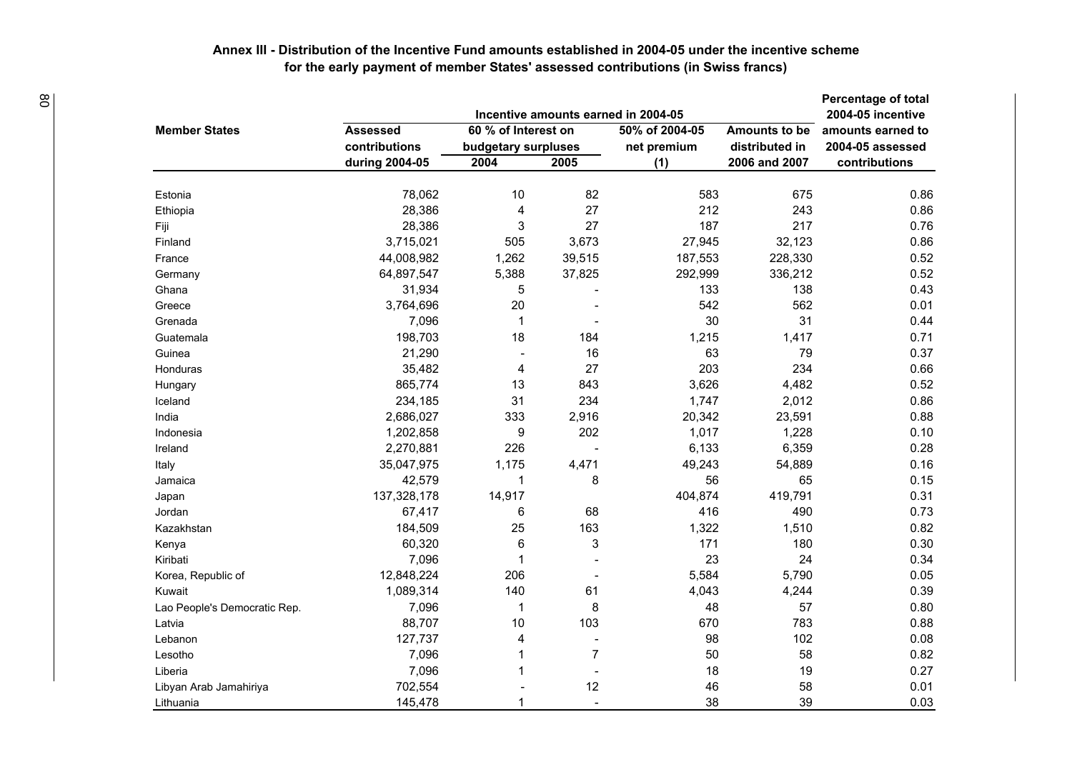**Annex III - Distribution of the Incentive Fund amounts established in 2004-05 under the incentive scheme for the early payment of member States' assessed contributions (in Swiss francs)**

| Member States | Assessed contributions during 2004-05 | Incentive amounts earned in 2004-05 | | | | Percentage of total 2004-05 incentive amounts earned to 2004-05 assessed contributions |
|---|---|---|---|---|---|---|
| | | 60 % of Interest on budgetary surpluses | | 50% of 2004-05 net premium | Amounts to be distributed in 2006 and 2007 | |
| | | 2004 | 2005 | (1) | | |
| Estonia | 78,062 | 10 | 82 | 583 | 675 | 0.86 |
| Ethiopia | 28,386 | 4 | 27 | 212 | 243 | 0.86 |
| Fiji | 28,386 | 3 | 27 | 187 | 217 | 0.76 |
| Finland | 3,715,021 | 505 | 3,673 | 27,945 | 32,123 | 0.86 |
| France | 44,008,982 | 1,262 | 39,515 | 187,553 | 228,330 | 0.52 |
| Germany | 64,897,547 | 5,388 | 37,825 | 292,999 | 336,212 | 0.52 |
| Ghana | 31,934 | 5 | - | 133 | 138 | 0.43 |
| Greece | 3,764,696 | 20 | - | 542 | 562 | 0.01 |
| Grenada | 7,096 | 1 | - | 30 | 31 | 0.44 |
| Guatemala | 198,703 | 18 | 184 | 1,215 | 1,417 | 0.71 |
| Guinea | 21,290 | - | 16 | 63 | 79 | 0.37 |
| Honduras | 35,482 | 4 | 27 | 203 | 234 | 0.66 |
| Hungary | 865,774 | 13 | 843 | 3,626 | 4,482 | 0.52 |
| Iceland | 234,185 | 31 | 234 | 1,747 | 2,012 | 0.86 |
| India | 2,686,027 | 333 | 2,916 | 20,342 | 23,591 | 0.88 |
| Indonesia | 1,202,858 | 9 | 202 | 1,017 | 1,228 | 0.10 |
| Ireland | 2,270,881 | 226 | - | 6,133 | 6,359 | 0.28 |
| Italy | 35,047,975 | 1,175 | 4,471 | 49,243 | 54,889 | 0.16 |
| Jamaica | 42,579 | 1 | 8 | 56 | 65 | 0.15 |
| Japan | 137,328,178 | 14,917 | | 404,874 | 419,791 | 0.31 |
| Jordan | 67,417 | 6 | 68 | 416 | 490 | 0.73 |
| Kazakhstan | 184,509 | 25 | 163 | 1,322 | 1,510 | 0.82 |
| Kenya | 60,320 | 6 | 3 | 171 | 180 | 0.30 |
| Kiribati | 7,096 | 1 | - | 23 | 24 | 0.34 |
| Korea, Republic of | 12,848,224 | 206 | - | 5,584 | 5,790 | 0.05 |
| Kuwait | 1,089,314 | 140 | 61 | 4,043 | 4,244 | 0.39 |
| Lao People's Democratic Rep. | 7,096 | 1 | 8 | 48 | 57 | 0.80 |
| Latvia | 88,707 | 10 | 103 | 670 | 783 | 0.88 |
| Lebanon | 127,737 | 4 | - | 98 | 102 | 0.08 |
| Lesotho | 7,096 | 1 | 7 | 50 | 58 | 0.82 |
| Liberia | 7,096 | 1 | - | 18 | 19 | 0.27 |
| Libyan Arab Jamahiriya | 702,554 | - | 12 | 46 | 58 | 0.01 |
| Lithuania | 145,478 | 1 | - | 38 | 39 | 0.03 |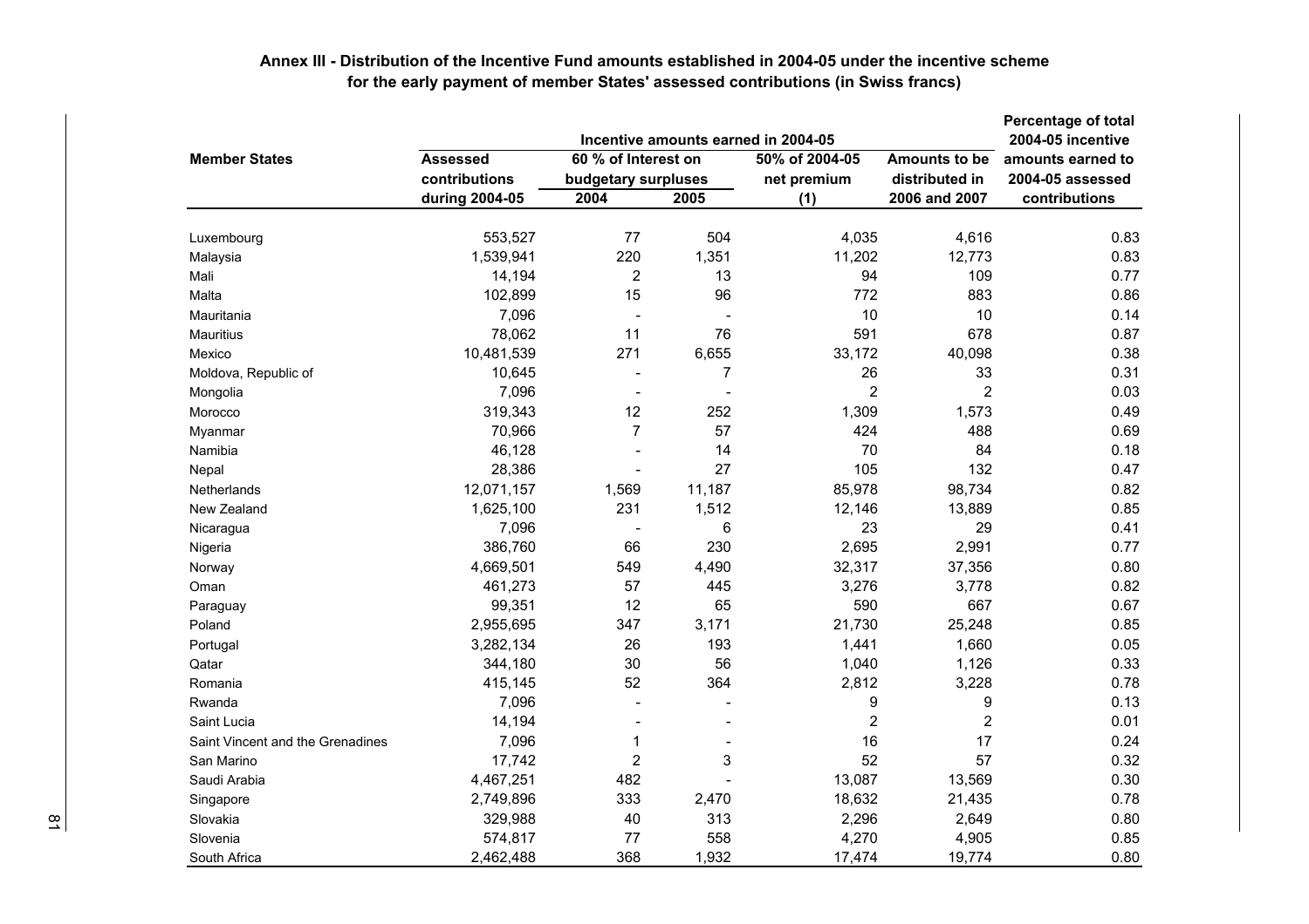**Annex III - Distribution of the Incentive Fund amounts established in 2004-05 under the incentive scheme for the early payment of member States' assessed contributions (in Swiss francs)**

| Member States | Assessed contributions during 2004-05 | Incentive amounts earned in 2004-05 | | | | Percentage of total 2004-05 incentive amounts earned to 2004-05 assessed contributions |
|---|---|---|---|---|---|---|
| | | 60 % of Interest on budgetary surpluses | | 50% of 2004-05 net premium (1) | Amounts to be distributed in 2006 and 2007 | |
| | | 2004 | 2005 | | | |
| Luxembourg | 553,527 | 77 | 504 | 4,035 | 4,616 | 0.83 |
| Malaysia | 1,539,941 | 220 | 1,351 | 11,202 | 12,773 | 0.83 |
| Mali | 14,194 | 2 | 13 | 94 | 109 | 0.77 |
| Malta | 102,899 | 15 | 96 | 772 | 883 | 0.86 |
| Mauritania | 7,096 | - | - | 10 | 10 | 0.14 |
| Mauritius | 78,062 | 11 | 76 | 591 | 678 | 0.87 |
| Mexico | 10,481,539 | 271 | 6,655 | 33,172 | 40,098 | 0.38 |
| Moldova, Republic of | 10,645 | - | 7 | 26 | 33 | 0.31 |
| Mongolia | 7,096 | - | - | 2 | 2 | 0.03 |
| Morocco | 319,343 | 12 | 252 | 1,309 | 1,573 | 0.49 |
| Myanmar | 70,966 | 7 | 57 | 424 | 488 | 0.69 |
| Namibia | 46,128 | - | 14 | 70 | 84 | 0.18 |
| Nepal | 28,386 | - | 27 | 105 | 132 | 0.47 |
| Netherlands | 12,071,157 | 1,569 | 11,187 | 85,978 | 98,734 | 0.82 |
| New Zealand | 1,625,100 | 231 | 1,512 | 12,146 | 13,889 | 0.85 |
| Nicaragua | 7,096 | - | 6 | 23 | 29 | 0.41 |
| Nigeria | 386,760 | 66 | 230 | 2,695 | 2,991 | 0.77 |
| Norway | 4,669,501 | 549 | 4,490 | 32,317 | 37,356 | 0.80 |
| Oman | 461,273 | 57 | 445 | 3,276 | 3,778 | 0.82 |
| Paraguay | 99,351 | 12 | 65 | 590 | 667 | 0.67 |
| Poland | 2,955,695 | 347 | 3,171 | 21,730 | 25,248 | 0.85 |
| Portugal | 3,282,134 | 26 | 193 | 1,441 | 1,660 | 0.05 |
| Qatar | 344,180 | 30 | 56 | 1,040 | 1,126 | 0.33 |
| Romania | 415,145 | 52 | 364 | 2,812 | 3,228 | 0.78 |
| Rwanda | 7,096 | - | - | 9 | 9 | 0.13 |
| Saint Lucia | 14,194 | - | - | 2 | 2 | 0.01 |
| Saint Vincent and the Grenadines | 7,096 | 1 | - | 16 | 17 | 0.24 |
| San Marino | 17,742 | 2 | 3 | 52 | 57 | 0.32 |
| Saudi Arabia | 4,467,251 | 482 | - | 13,087 | 13,569 | 0.30 |
| Singapore | 2,749,896 | 333 | 2,470 | 18,632 | 21,435 | 0.78 |
| Slovakia | 329,988 | 40 | 313 | 2,296 | 2,649 | 0.80 |
| Slovenia | 574,817 | 77 | 558 | 4,270 | 4,905 | 0.85 |
| South Africa | 2,462,488 | 368 | 1,932 | 17,474 | 19,774 | 0.80 |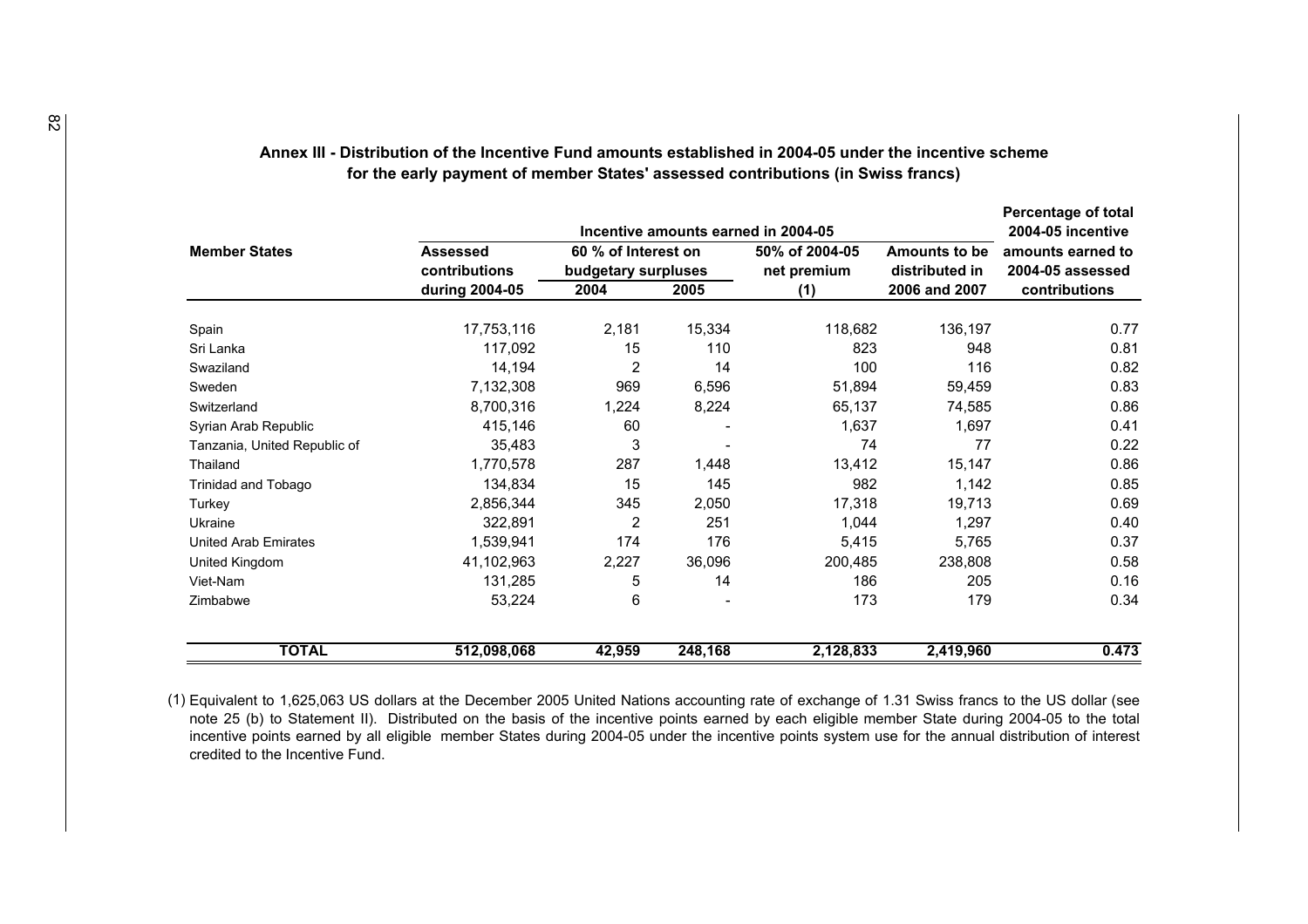**Annex III - Distribution of the Incentive Fund amounts established in 2004-05 under the incentive scheme for the early payment of member States' assessed contributions (in Swiss francs)**

| Member States | Assessed contributions during 2004-05 | Incentive amounts earned in 2004-05 | | | | Percentage of total 2004-05 incentive amounts earned to 2004-05 assessed contributions |
|---|---|---|---|---|---|---|
| | | 60 % of Interest on budgetary surpluses | | 50% of 2004-05 net premium | Amounts to be distributed in | |
| | | 2004 | 2005 | (1) | 2006 and 2007 | |
| Spain | 17,753,116 | 2,181 | 15,334 | 118,682 | 136,197 | 0.77 |
| Sri Lanka | 117,092 | 15 | 110 | 823 | 948 | 0.81 |
| Swaziland | 14,194 | 2 | 14 | 100 | 116 | 0.82 |
| Sweden | 7,132,308 | 969 | 6,596 | 51,894 | 59,459 | 0.83 |
| Switzerland | 8,700,316 | 1,224 | 8,224 | 65,137 | 74,585 | 0.86 |
| Syrian Arab Republic | 415,146 | 60 | - | 1,637 | 1,697 | 0.41 |
| Tanzania, United Republic of | 35,483 | 3 | - | 74 | 77 | 0.22 |
| Thailand | 1,770,578 | 287 | 1,448 | 13,412 | 15,147 | 0.86 |
| Trinidad and Tobago | 134,834 | 15 | 145 | 982 | 1,142 | 0.85 |
| Turkey | 2,856,344 | 345 | 2,050 | 17,318 | 19,713 | 0.69 |
| Ukraine | 322,891 | 2 | 251 | 1,044 | 1,297 | 0.40 |
| United Arab Emirates | 1,539,941 | 174 | 176 | 5,415 | 5,765 | 0.37 |
| United Kingdom | 41,102,963 | 2,227 | 36,096 | 200,485 | 238,808 | 0.58 |
| Viet-Nam | 131,285 | 5 | 14 | 186 | 205 | 0.16 |
| Zimbabwe | 53,224 | 6 | - | 173 | 179 | 0.34 |
| **TOTAL** | **512,098,068** | **42,959** | **248,168** | **2,128,833** | **2,419,960** | **0.473** |

(1) Equivalent to 1,625,063 US dollars at the December 2005 United Nations accounting rate of exchange of 1.31 Swiss francs to the US dollar (see note 25 (b) to Statement II). Distributed on the basis of the incentive points earned by each eligible member State during 2004-05 to the total incentive points earned by all eligible member States during 2004-05 under the incentive points system use for the annual distribution of interest credited to the Incentive Fund.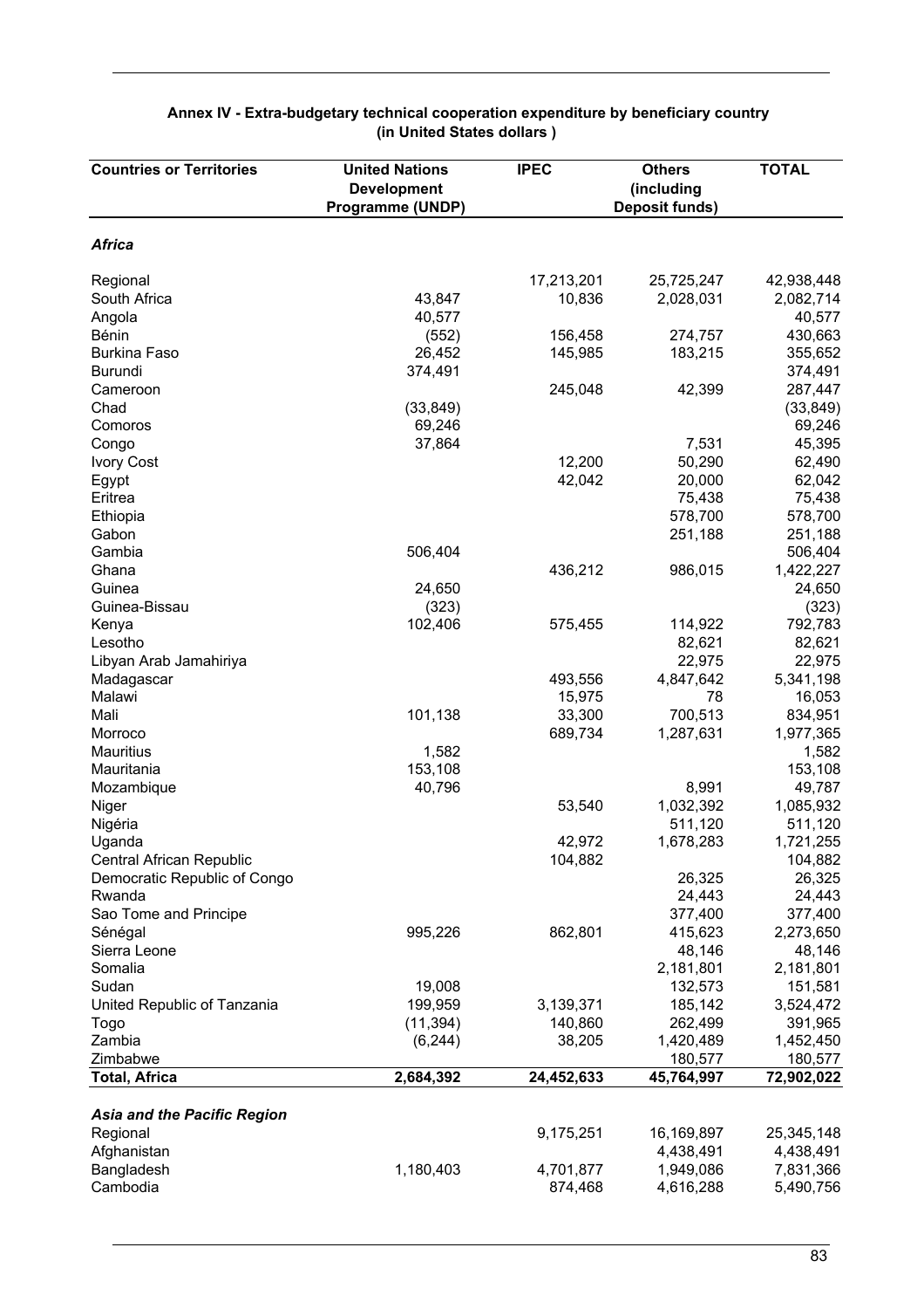**Annex IV - Extra-budgetary technical cooperation expenditure by beneficiary country (in United States dollars )**

| Countries or Territories | United Nations Development Programme (UNDP) | IPEC | Others (including Deposit funds) | TOTAL |
|---|---|---|---|---|
| ***Africa*** | | | | |
| Regional | | 17,213,201 | 25,725,247 | 42,938,448 |
| South Africa | 43,847 | 10,836 | 2,028,031 | 2,082,714 |
| Angola | 40,577 | | | 40,577 |
| Bénin | (552) | 156,458 | 274,757 | 430,663 |
| Burkina Faso | 26,452 | 145,985 | 183,215 | 355,652 |
| Burundi | 374,491 | | | 374,491 |
| Cameroon | | 245,048 | 42,399 | 287,447 |
| Chad | (33,849) | | | (33,849) |
| Comoros | 69,246 | | | 69,246 |
| Congo | 37,864 | | 7,531 | 45,395 |
| Ivory Cost | | 12,200 | 50,290 | 62,490 |
| Egypt | | 42,042 | 20,000 | 62,042 |
| Eritrea | | | 75,438 | 75,438 |
| Ethiopia | | | 578,700 | 578,700 |
| Gabon | | | 251,188 | 251,188 |
| Gambia | 506,404 | | | 506,404 |
| Ghana | | 436,212 | 986,015 | 1,422,227 |
| Guinea | 24,650 | | | 24,650 |
| Guinea-Bissau | (323) | | | (323) |
| Kenya | 102,406 | 575,455 | 114,922 | 792,783 |
| Lesotho | | | 82,621 | 82,621 |
| Libyan Arab Jamahiriya | | | 22,975 | 22,975 |
| Madagascar | | 493,556 | 4,847,642 | 5,341,198 |
| Malawi | | 15,975 | 78 | 16,053 |
| Mali | 101,138 | 33,300 | 700,513 | 834,951 |
| Morroco | | 689,734 | 1,287,631 | 1,977,365 |
| Mauritius | 1,582 | | | 1,582 |
| Mauritania | 153,108 | | | 153,108 |
| Mozambique | 40,796 | | 8,991 | 49,787 |
| Niger | | 53,540 | 1,032,392 | 1,085,932 |
| Nigéria | | | 511,120 | 511,120 |
| Uganda | | 42,972 | 1,678,283 | 1,721,255 |
| Central African Republic | | 104,882 | | 104,882 |
| Democratic Republic of Congo | | | 26,325 | 26,325 |
| Rwanda | | | 24,443 | 24,443 |
| Sao Tome and Principe | | | 377,400 | 377,400 |
| Sénégal | 995,226 | 862,801 | 415,623 | 2,273,650 |
| Sierra Leone | | | 48,146 | 48,146 |
| Somalia | | | 2,181,801 | 2,181,801 |
| Sudan | 19,008 | | 132,573 | 151,581 |
| United Republic of Tanzania | 199,959 | 3,139,371 | 185,142 | 3,524,472 |
| Togo | (11,394) | 140,860 | 262,499 | 391,965 |
| Zambia | (6,244) | 38,205 | 1,420,489 | 1,452,450 |
| Zimbabwe | | | 180,577 | 180,577 |
| **Total, Africa** | **2,684,392** | **24,452,633** | **45,764,997** | **72,902,022** |
| ***Asia and the Pacific Region*** | | | | |
| Regional | | 9,175,251 | 16,169,897 | 25,345,148 |
| Afghanistan | | | 4,438,491 | 4,438,491 |
| Bangladesh | 1,180,403 | 4,701,877 | 1,949,086 | 7,831,366 |
| Cambodia | | 874,468 | 4,616,288 | 5,490,756 |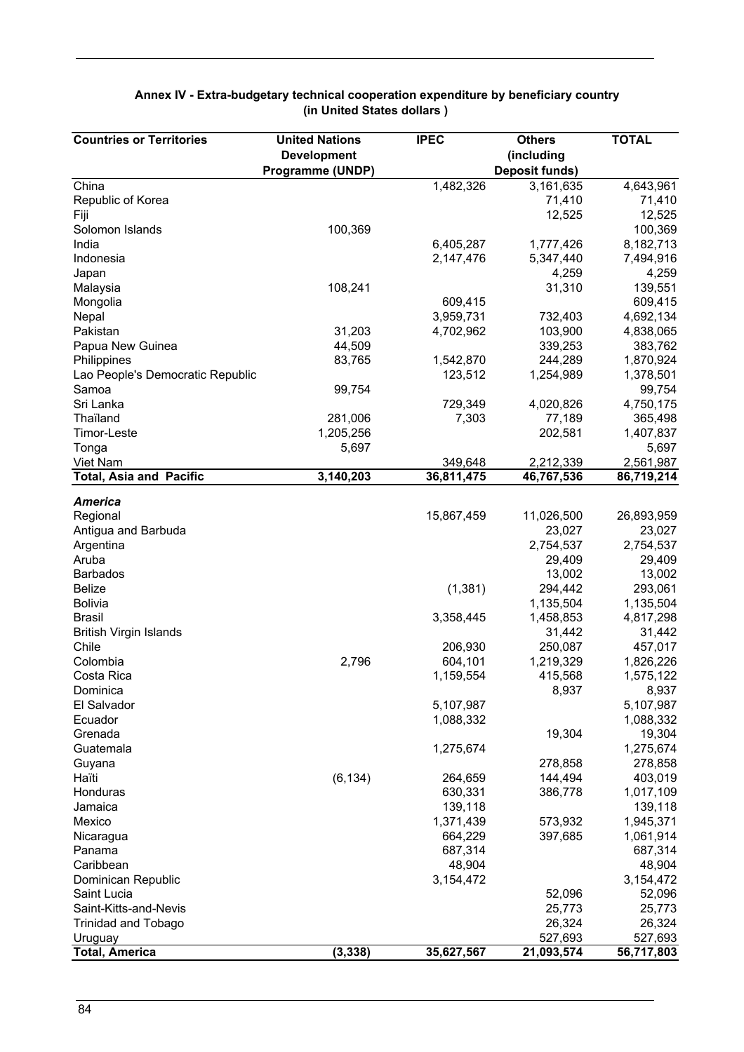## Annex IV - Extra-budgetary technical cooperation expenditure by beneficiary country (in United States dollars )

| Countries or Territories | United Nations Development Programme (UNDP) | IPEC | Others (including Deposit funds) | TOTAL |
|---|---|---|---|---|
| China | | 1,482,326 | 3,161,635 | 4,643,961 |
| Republic of Korea | | | 71,410 | 71,410 |
| Fiji | | | 12,525 | 12,525 |
| Solomon Islands | 100,369 | | | 100,369 |
| India | | 6,405,287 | 1,777,426 | 8,182,713 |
| Indonesia | | 2,147,476 | 5,347,440 | 7,494,916 |
| Japan | | | 4,259 | 4,259 |
| Malaysia | 108,241 | | 31,310 | 139,551 |
| Mongolia | | 609,415 | | 609,415 |
| Nepal | | 3,959,731 | 732,403 | 4,692,134 |
| Pakistan | 31,203 | 4,702,962 | 103,900 | 4,838,065 |
| Papua New Guinea | 44,509 | | 339,253 | 383,762 |
| Philippines | 83,765 | 1,542,870 | 244,289 | 1,870,924 |
| Lao People's Democratic Republic | | 123,512 | 1,254,989 | 1,378,501 |
| Samoa | 99,754 | | | 99,754 |
| Sri Lanka | | 729,349 | 4,020,826 | 4,750,175 |
| Thaïland | 281,006 | 7,303 | 77,189 | 365,498 |
| Timor-Leste | 1,205,256 | | 202,581 | 1,407,837 |
| Tonga | 5,697 | | | 5,697 |
| Viet Nam | | 349,648 | 2,212,339 | 2,561,987 |
| **Total, Asia and Pacific** | **3,140,203** | **36,811,475** | **46,767,536** | **86,719,214** |
| ***America*** | | | | |
| Regional | | 15,867,459 | 11,026,500 | 26,893,959 |
| Antigua and Barbuda | | | 23,027 | 23,027 |
| Argentina | | | 2,754,537 | 2,754,537 |
| Aruba | | | 29,409 | 29,409 |
| Barbados | | | 13,002 | 13,002 |
| Belize | | (1,381) | 294,442 | 293,061 |
| Bolivia | | | 1,135,504 | 1,135,504 |
| Brasil | | 3,358,445 | 1,458,853 | 4,817,298 |
| British Virgin Islands | | | 31,442 | 31,442 |
| Chile | | 206,930 | 250,087 | 457,017 |
| Colombia | 2,796 | 604,101 | 1,219,329 | 1,826,226 |
| Costa Rica | | 1,159,554 | 415,568 | 1,575,122 |
| Dominica | | | 8,937 | 8,937 |
| El Salvador | | 5,107,987 | | 5,107,987 |
| Ecuador | | 1,088,332 | | 1,088,332 |
| Grenada | | | 19,304 | 19,304 |
| Guatemala | | 1,275,674 | | 1,275,674 |
| Guyana | | | 278,858 | 278,858 |
| Haïti | (6,134) | 264,659 | 144,494 | 403,019 |
| Honduras | | 630,331 | 386,778 | 1,017,109 |
| Jamaica | | 139,118 | | 139,118 |
| Mexico | | 1,371,439 | 573,932 | 1,945,371 |
| Nicaragua | | 664,229 | 397,685 | 1,061,914 |
| Panama | | 687,314 | | 687,314 |
| Caribbean | | 48,904 | | 48,904 |
| Dominican Republic | | 3,154,472 | | 3,154,472 |
| Saint Lucia | | | 52,096 | 52,096 |
| Saint-Kitts-and-Nevis | | | 25,773 | 25,773 |
| Trinidad and Tobago | | | 26,324 | 26,324 |
| Uruguay | | | 527,693 | 527,693 |
| **Total, America** | **(3,338)** | **35,627,567** | **21,093,574** | **56,717,803** |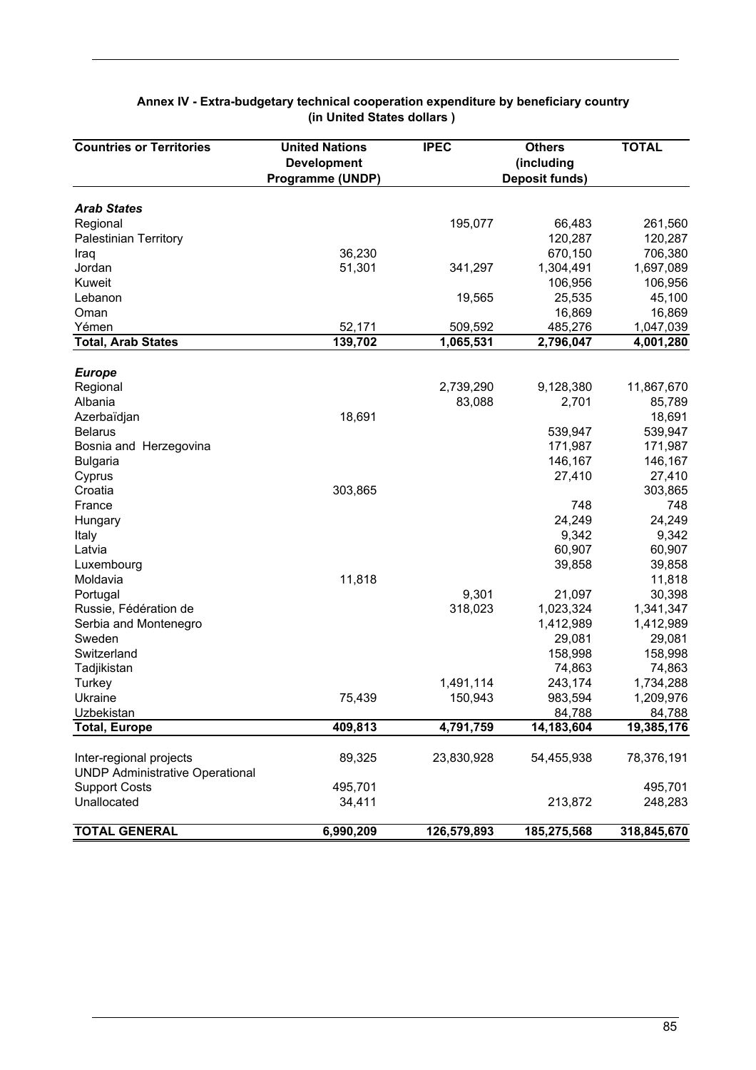**Annex IV - Extra-budgetary technical cooperation expenditure by beneficiary country (in United States dollars )**

| Countries or Territories | United Nations Development Programme (UNDP) | IPEC | Others (including Deposit funds) | TOTAL |
|---|---|---|---|---|
| ***Arab States*** | | | | |
| Regional | | 195,077 | 66,483 | 261,560 |
| Palestinian Territory | | | 120,287 | 120,287 |
| Iraq | 36,230 | | 670,150 | 706,380 |
| Jordan | 51,301 | 341,297 | 1,304,491 | 1,697,089 |
| Kuweit | | | 106,956 | 106,956 |
| Lebanon | | 19,565 | 25,535 | 45,100 |
| Oman | | | 16,869 | 16,869 |
| Yémen | 52,171 | 509,592 | 485,276 | 1,047,039 |
| **Total, Arab States** | **139,702** | **1,065,531** | **2,796,047** | **4,001,280** |
| ***Europe*** | | | | |
| Regional | | 2,739,290 | 9,128,380 | 11,867,670 |
| Albania | | 83,088 | 2,701 | 85,789 |
| Azerbaïdjan | 18,691 | | | 18,691 |
| Belarus | | | 539,947 | 539,947 |
| Bosnia and Herzegovina | | | 171,987 | 171,987 |
| Bulgaria | | | 146,167 | 146,167 |
| Cyprus | | | 27,410 | 27,410 |
| Croatia | 303,865 | | | 303,865 |
| France | | | 748 | 748 |
| Hungary | | | 24,249 | 24,249 |
| Italy | | | 9,342 | 9,342 |
| Latvia | | | 60,907 | 60,907 |
| Luxembourg | | | 39,858 | 39,858 |
| Moldavia | 11,818 | | | 11,818 |
| Portugal | | 9,301 | 21,097 | 30,398 |
| Russie, Fédération de | | 318,023 | 1,023,324 | 1,341,347 |
| Serbia and Montenegro | | | 1,412,989 | 1,412,989 |
| Sweden | | | 29,081 | 29,081 |
| Switzerland | | | 158,998 | 158,998 |
| Tadjikistan | | | 74,863 | 74,863 |
| Turkey | | 1,491,114 | 243,174 | 1,734,288 |
| Ukraine | 75,439 | 150,943 | 983,594 | 1,209,976 |
| Uzbekistan | | | 84,788 | 84,788 |
| **Total, Europe** | **409,813** | **4,791,759** | **14,183,604** | **19,385,176** |
| Inter-regional projects | 89,325 | 23,830,928 | 54,455,938 | 78,376,191 |
| UNDP Administrative Operational Support Costs | 495,701 | | | 495,701 |
| Unallocated | 34,411 | | 213,872 | 248,283 |
| **TOTAL GENERAL** | **6,990,209** | **126,579,893** | **185,275,568** | **318,845,670** |